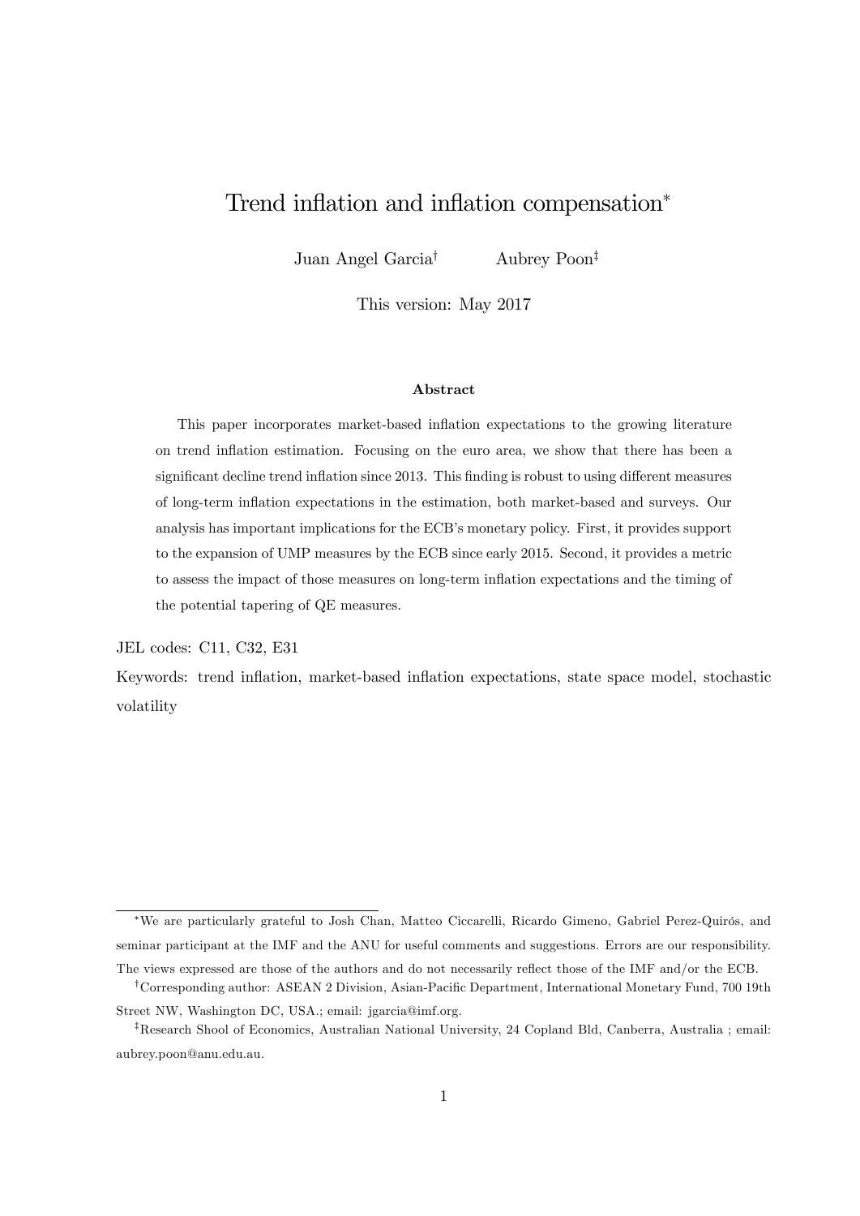# Trend inflation and inflation compensation*

Juan Angel Garcia[†] Aubrey Poon[‡]

This version: May 2017

### Abstract

This paper incorporates market-based inflation expectations to the growing literature on trend inflation estimation. Focusing on the euro area, we show that there has been a significant decline trend inflation since 2013. This finding is robust to using different measures of long-term inflation expectations in the estimation, both market-based and surveys. Our analysis has important implications for the ECB's monetary policy. First, it provides support to the expansion of UMP measures by the ECB since early 2015. Second, it provides a metric to assess the impact of those measures on long-term inflation expectations and the timing of the potential tapering of QE measures.

JEL codes: C11, C32, E31

Keywords: trend inflation, market-based inflation expectations, state space model, stochastic volatility

---

*We are particularly grateful to Josh Chan, Matteo Ciccarelli, Ricardo Gimeno, Gabriel Perez-Quirós, and seminar participant at the IMF and the ANU for useful comments and suggestions. Errors are our responsibility. The views expressed are those of the authors and do not necessarily reflect those of the IMF and/or the ECB.

[†]Corresponding author: ASEAN 2 Division, Asian-Pacific Department, International Monetary Fund, 700 19th Street NW, Washington DC, USA.; email: jgarcia@imf.org.

[‡]Research Shool of Economics, Australian National University, 24 Copland Bld, Canberra, Australia ; email: aubrey.poon@anu.edu.au.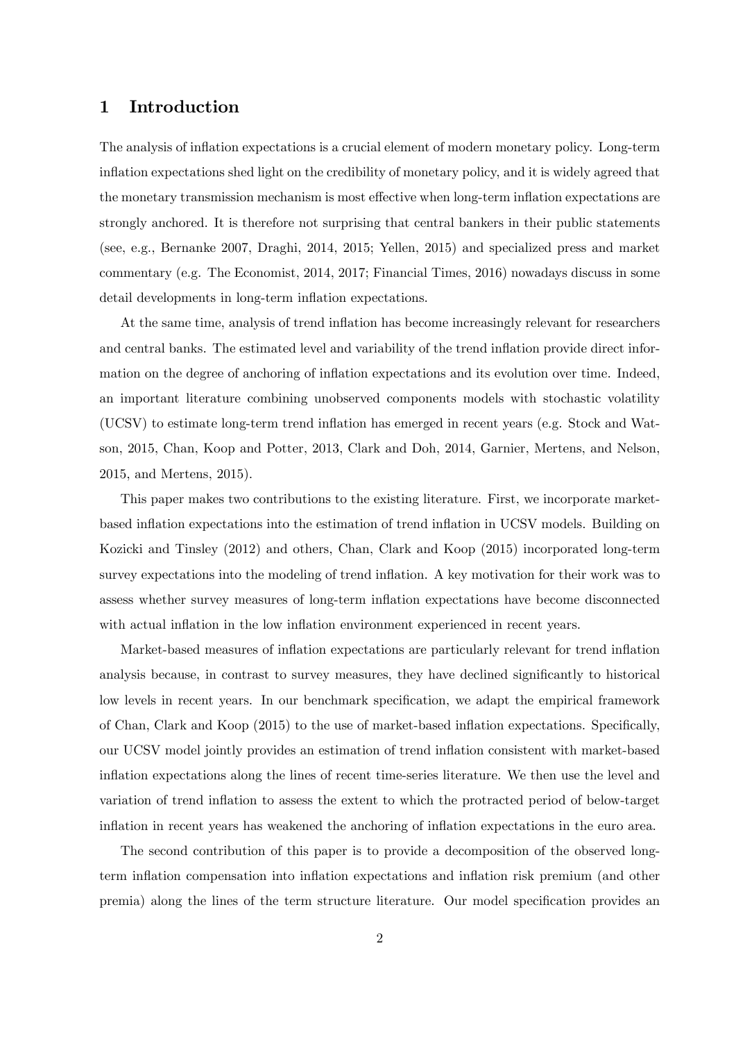# 1 Introduction

The analysis of inflation expectations is a crucial element of modern monetary policy. Long-term inflation expectations shed light on the credibility of monetary policy, and it is widely agreed that the monetary transmission mechanism is most effective when long-term inflation expectations are strongly anchored. It is therefore not surprising that central bankers in their public statements (see, e.g., Bernanke 2007, Draghi, 2014, 2015; Yellen, 2015) and specialized press and market commentary (e.g. The Economist, 2014, 2017; Financial Times, 2016) nowadays discuss in some detail developments in long-term inflation expectations.

At the same time, analysis of trend inflation has become increasingly relevant for researchers and central banks. The estimated level and variability of the trend inflation provide direct information on the degree of anchoring of inflation expectations and its evolution over time. Indeed, an important literature combining unobserved components models with stochastic volatility (UCSV) to estimate long-term trend inflation has emerged in recent years (e.g. Stock and Watson, 2015, Chan, Koop and Potter, 2013, Clark and Doh, 2014, Garnier, Mertens, and Nelson, 2015, and Mertens, 2015).

This paper makes two contributions to the existing literature. First, we incorporate market-based inflation expectations into the estimation of trend inflation in UCSV models. Building on Kozicki and Tinsley (2012) and others, Chan, Clark and Koop (2015) incorporated long-term survey expectations into the modeling of trend inflation. A key motivation for their work was to assess whether survey measures of long-term inflation expectations have become disconnected with actual inflation in the low inflation environment experienced in recent years.

Market-based measures of inflation expectations are particularly relevant for trend inflation analysis because, in contrast to survey measures, they have declined significantly to historical low levels in recent years. In our benchmark specification, we adapt the empirical framework of Chan, Clark and Koop (2015) to the use of market-based inflation expectations. Specifically, our UCSV model jointly provides an estimation of trend inflation consistent with market-based inflation expectations along the lines of recent time-series literature. We then use the level and variation of trend inflation to assess the extent to which the protracted period of below-target inflation in recent years has weakened the anchoring of inflation expectations in the euro area.

The second contribution of this paper is to provide a decomposition of the observed long-term inflation compensation into inflation expectations and inflation risk premium (and other premia) along the lines of the term structure literature. Our model specification provides an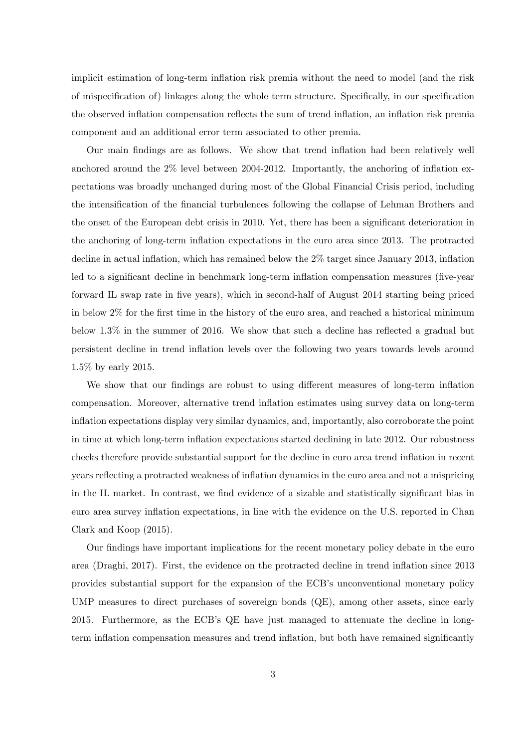implicit estimation of long-term inflation risk premia without the need to model (and the risk of mispecification of) linkages along the whole term structure. Specifically, in our specification the observed inflation compensation reflects the sum of trend inflation, an inflation risk premia component and an additional error term associated to other premia.

Our main findings are as follows. We show that trend inflation had been relatively well anchored around the 2% level between 2004-2012. Importantly, the anchoring of inflation expectations was broadly unchanged during most of the Global Financial Crisis period, including the intensification of the financial turbulences following the collapse of Lehman Brothers and the onset of the European debt crisis in 2010. Yet, there has been a significant deterioration in the anchoring of long-term inflation expectations in the euro area since 2013. The protracted decline in actual inflation, which has remained below the 2% target since January 2013, inflation led to a significant decline in benchmark long-term inflation compensation measures (five-year forward IL swap rate in five years), which in second-half of August 2014 starting being priced in below 2% for the first time in the history of the euro area, and reached a historical minimum below 1.3% in the summer of 2016. We show that such a decline has reflected a gradual but persistent decline in trend inflation levels over the following two years towards levels around 1.5% by early 2015.

We show that our findings are robust to using different measures of long-term inflation compensation. Moreover, alternative trend inflation estimates using survey data on long-term inflation expectations display very similar dynamics, and, importantly, also corroborate the point in time at which long-term inflation expectations started declining in late 2012. Our robustness checks therefore provide substantial support for the decline in euro area trend inflation in recent years reflecting a protracted weakness of inflation dynamics in the euro area and not a mispricing in the IL market. In contrast, we find evidence of a sizable and statistically significant bias in euro area survey inflation expectations, in line with the evidence on the U.S. reported in Chan Clark and Koop (2015).

Our findings have important implications for the recent monetary policy debate in the euro area (Draghi, 2017). First, the evidence on the protracted decline in trend inflation since 2013 provides substantial support for the expansion of the ECB's unconventional monetary policy UMP measures to direct purchases of sovereign bonds (QE), among other assets, since early 2015. Furthermore, as the ECB's QE have just managed to attenuate the decline in long-term inflation compensation measures and trend inflation, but both have remained significantly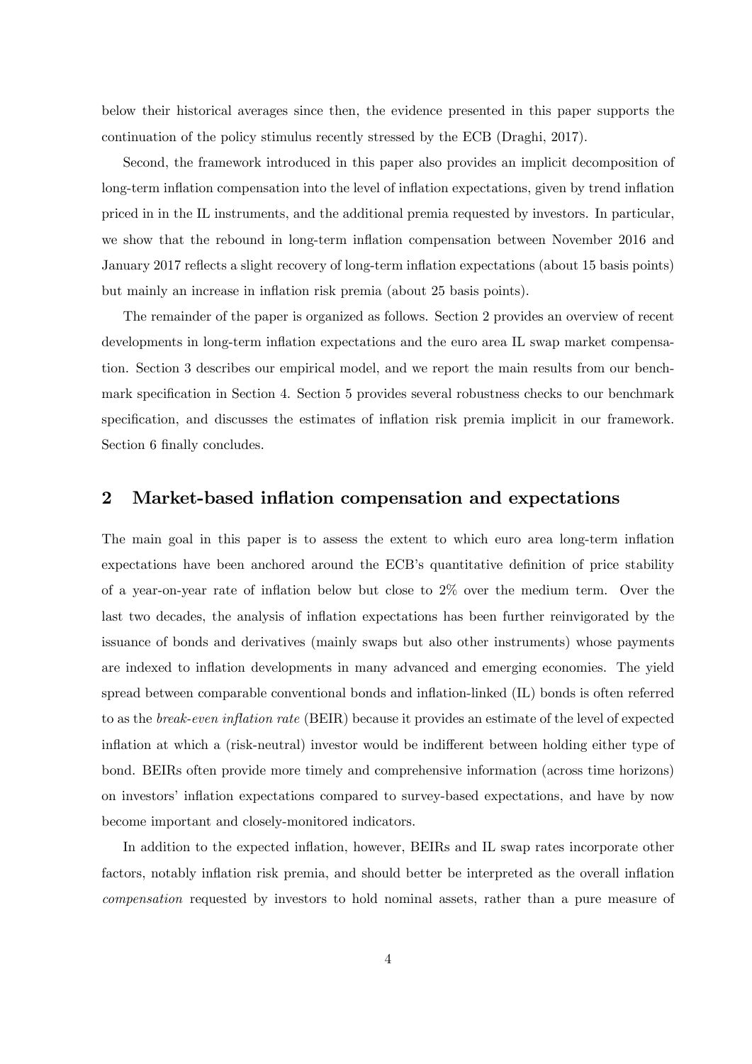below their historical averages since then, the evidence presented in this paper supports the continuation of the policy stimulus recently stressed by the ECB (Draghi, 2017).

Second, the framework introduced in this paper also provides an implicit decomposition of long-term inflation compensation into the level of inflation expectations, given by trend inflation priced in in the IL instruments, and the additional premia requested by investors. In particular, we show that the rebound in long-term inflation compensation between November 2016 and January 2017 reflects a slight recovery of long-term inflation expectations (about 15 basis points) but mainly an increase in inflation risk premia (about 25 basis points).

The remainder of the paper is organized as follows. Section 2 provides an overview of recent developments in long-term inflation expectations and the euro area IL swap market compensation. Section 3 describes our empirical model, and we report the main results from our benchmark specification in Section 4. Section 5 provides several robustness checks to our benchmark specification, and discusses the estimates of inflation risk premia implicit in our framework. Section 6 finally concludes.

## 2 Market-based inflation compensation and expectations

The main goal in this paper is to assess the extent to which euro area long-term inflation expectations have been anchored around the ECB's quantitative definition of price stability of a year-on-year rate of inflation below but close to 2% over the medium term. Over the last two decades, the analysis of inflation expectations has been further reinvigorated by the issuance of bonds and derivatives (mainly swaps but also other instruments) whose payments are indexed to inflation developments in many advanced and emerging economies. The yield spread between comparable conventional bonds and inflation-linked (IL) bonds is often referred to as the *break-even inflation rate* (BEIR) because it provides an estimate of the level of expected inflation at which a (risk-neutral) investor would be indifferent between holding either type of bond. BEIRs often provide more timely and comprehensive information (across time horizons) on investors' inflation expectations compared to survey-based expectations, and have by now become important and closely-monitored indicators.

In addition to the expected inflation, however, BEIRs and IL swap rates incorporate other factors, notably inflation risk premia, and should better be interpreted as the overall inflation *compensation* requested by investors to hold nominal assets, rather than a pure measure of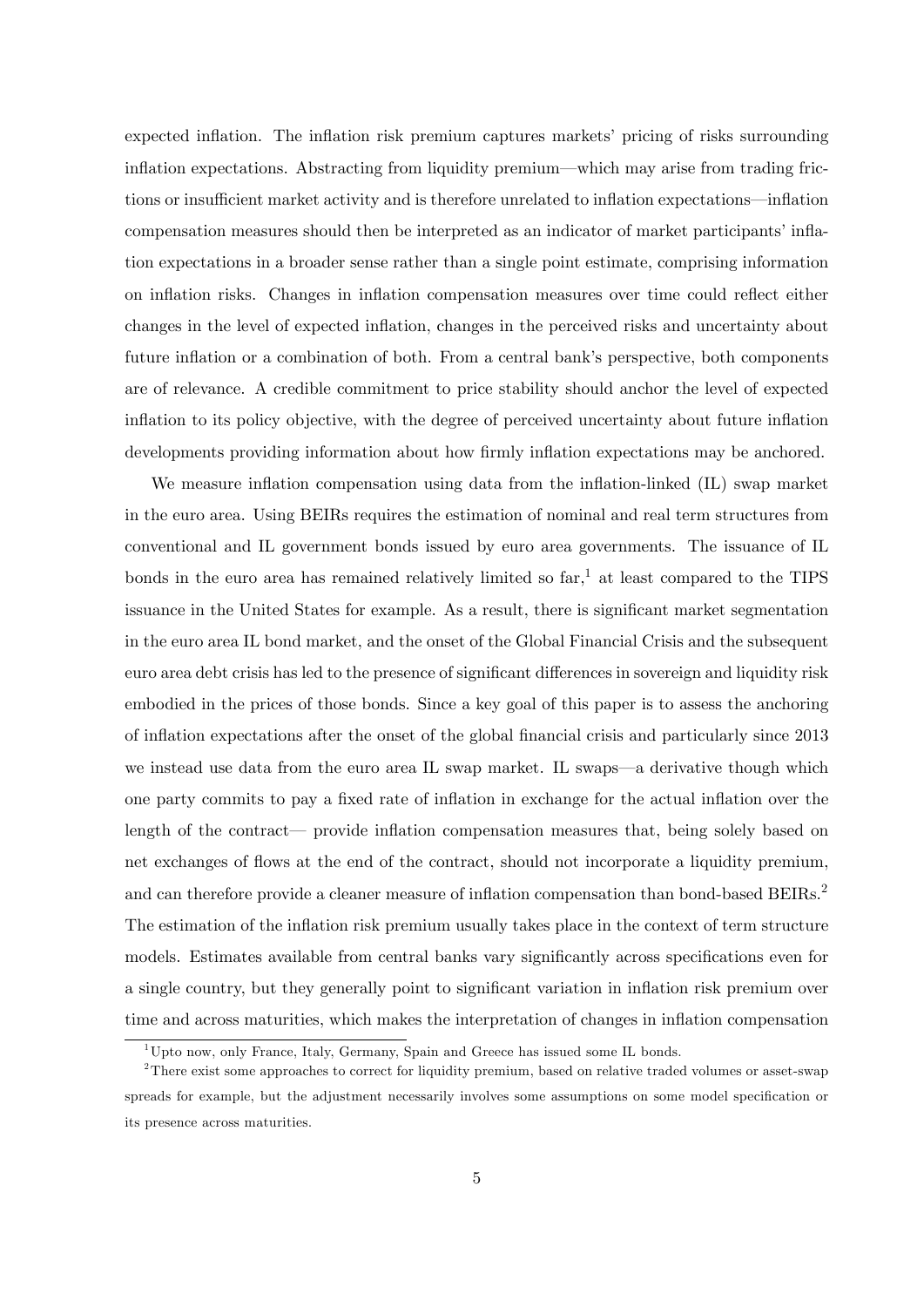expected inflation. The inflation risk premium captures markets' pricing of risks surrounding inflation expectations. Abstracting from liquidity premium—which may arise from trading frictions or insufficient market activity and is therefore unrelated to inflation expectations—inflation compensation measures should then be interpreted as an indicator of market participants' inflation expectations in a broader sense rather than a single point estimate, comprising information on inflation risks. Changes in inflation compensation measures over time could reflect either changes in the level of expected inflation, changes in the perceived risks and uncertainty about future inflation or a combination of both. From a central bank's perspective, both components are of relevance. A credible commitment to price stability should anchor the level of expected inflation to its policy objective, with the degree of perceived uncertainty about future inflation developments providing information about how firmly inflation expectations may be anchored.

We measure inflation compensation using data from the inflation-linked (IL) swap market in the euro area. Using BEIRs requires the estimation of nominal and real term structures from conventional and IL government bonds issued by euro area governments. The issuance of IL bonds in the euro area has remained relatively limited so far,[1] at least compared to the TIPS issuance in the United States for example. As a result, there is significant market segmentation in the euro area IL bond market, and the onset of the Global Financial Crisis and the subsequent euro area debt crisis has led to the presence of significant differences in sovereign and liquidity risk embodied in the prices of those bonds. Since a key goal of this paper is to assess the anchoring of inflation expectations after the onset of the global financial crisis and particularly since 2013 we instead use data from the euro area IL swap market. IL swaps—a derivative though which one party commits to pay a fixed rate of inflation in exchange for the actual inflation over the length of the contract— provide inflation compensation measures that, being solely based on net exchanges of flows at the end of the contract, should not incorporate a liquidity premium, and can therefore provide a cleaner measure of inflation compensation than bond-based BEIRs.[2] The estimation of the inflation risk premium usually takes place in the context of term structure models. Estimates available from central banks vary significantly across specifications even for a single country, but they generally point to significant variation in inflation risk premium over time and across maturities, which makes the interpretation of changes in inflation compensation

[1] Upto now, only France, Italy, Germany, Spain and Greece has issued some IL bonds.

[2] There exist some approaches to correct for liquidity premium, based on relative traded volumes or asset-swap spreads for example, but the adjustment necessarily involves some assumptions on some model specification or its presence across maturities.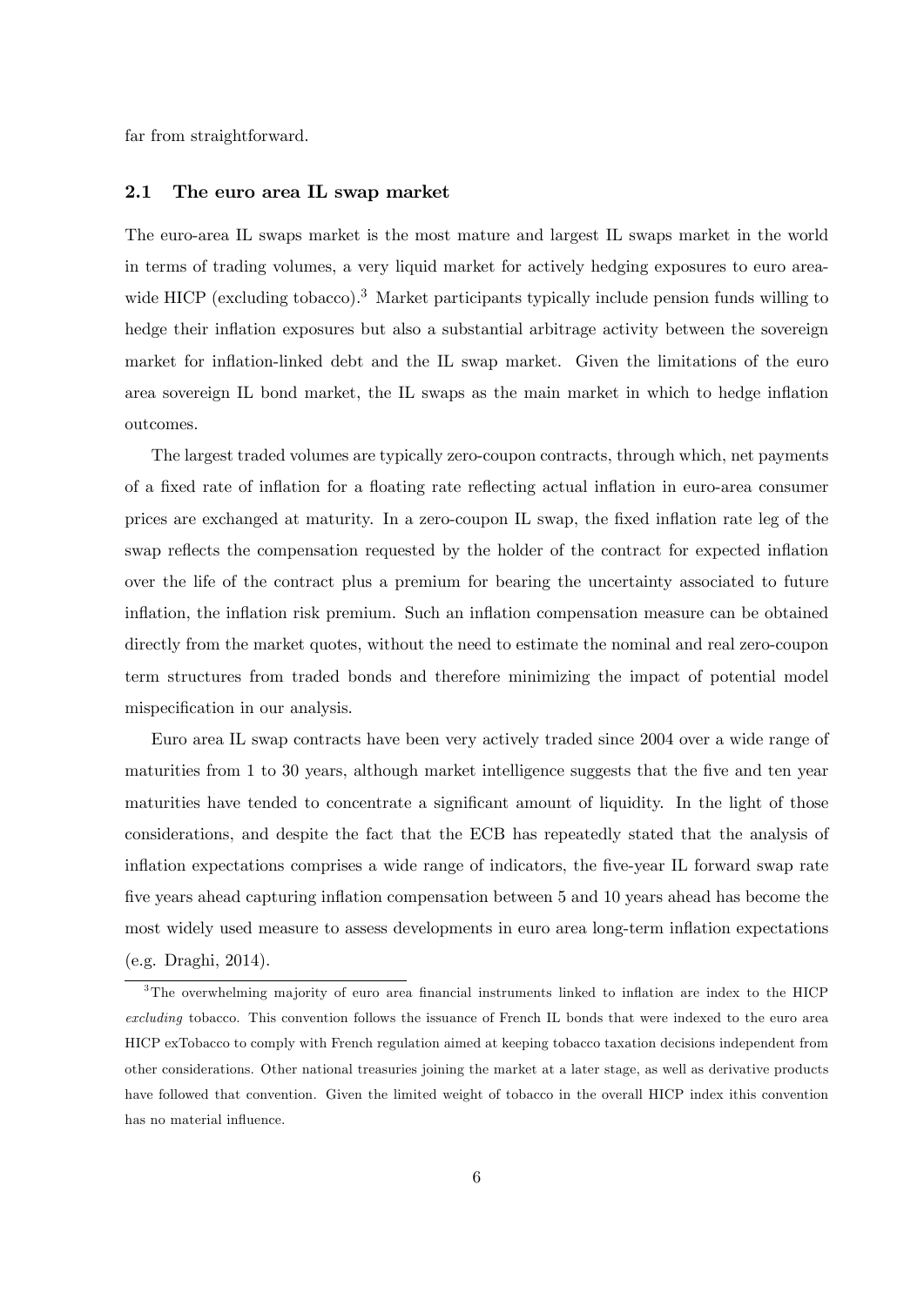far from straightforward.

## 2.1 The euro area IL swap market

The euro-area IL swaps market is the most mature and largest IL swaps market in the world in terms of trading volumes, a very liquid market for actively hedging exposures to euro area-wide HICP (excluding tobacco).[3] Market participants typically include pension funds willing to hedge their inflation exposures but also a substantial arbitrage activity between the sovereign market for inflation-linked debt and the IL swap market. Given the limitations of the euro area sovereign IL bond market, the IL swaps as the main market in which to hedge inflation outcomes.

The largest traded volumes are typically zero-coupon contracts, through which, net payments of a fixed rate of inflation for a floating rate reflecting actual inflation in euro-area consumer prices are exchanged at maturity. In a zero-coupon IL swap, the fixed inflation rate leg of the swap reflects the compensation requested by the holder of the contract for expected inflation over the life of the contract plus a premium for bearing the uncertainty associated to future inflation, the inflation risk premium. Such an inflation compensation measure can be obtained directly from the market quotes, without the need to estimate the nominal and real zero-coupon term structures from traded bonds and therefore minimizing the impact of potential model mispecification in our analysis.

Euro area IL swap contracts have been very actively traded since 2004 over a wide range of maturities from 1 to 30 years, although market intelligence suggests that the five and ten year maturities have tended to concentrate a significant amount of liquidity. In the light of those considerations, and despite the fact that the ECB has repeatedly stated that the analysis of inflation expectations comprises a wide range of indicators, the five-year IL forward swap rate five years ahead capturing inflation compensation between 5 and 10 years ahead has become the most widely used measure to assess developments in euro area long-term inflation expectations (e.g. Draghi, 2014).

[3] The overwhelming majority of euro area financial instruments linked to inflation are index to the HICP *excluding* tobacco. This convention follows the issuance of French IL bonds that were indexed to the euro area HICP exTobacco to comply with French regulation aimed at keeping tobacco taxation decisions independent from other considerations. Other national treasuries joining the market at a later stage, as well as derivative products have followed that convention. Given the limited weight of tobacco in the overall HICP index ithis convention has no material influence.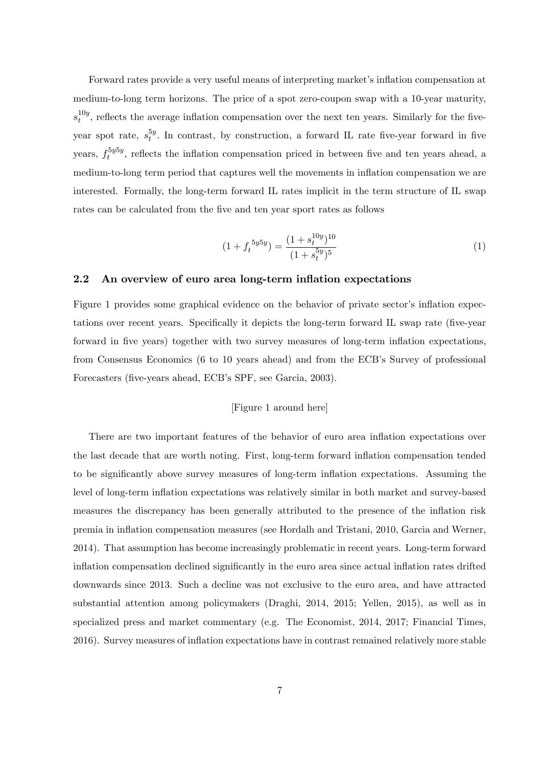Forward rates provide a very useful means of interpreting market's inflation compensation at medium-to-long term horizons. The price of a spot zero-coupon swap with a 10-year maturity, $s_t^{10y}$, reflects the average inflation compensation over the next ten years. Similarly for the five-year spot rate, $s_t^{5y}$. In contrast, by construction, a forward IL rate five-year forward in five years, $f_t^{5y5y}$, reflects the inflation compensation priced in between five and ten years ahead, a medium-to-long term period that captures well the movements in inflation compensation we are interested. Formally, the long-term forward IL rates implicit in the term structure of IL swap rates can be calculated from the five and ten year sport rates as follows

$$(1 + f_t^{\,5y5y}) = \frac{(1 + s_t^{10y})^{10}}{(1 + s_t^{5y})^5} \tag{1}$$

## 2.2 An overview of euro area long-term inflation expectations

Figure 1 provides some graphical evidence on the behavior of private sector's inflation expectations over recent years. Specifically it depicts the long-term forward IL swap rate (five-year forward in five years) together with two survey measures of long-term inflation expectations, from Consensus Economics (6 to 10 years ahead) and from the ECB's Survey of professional Forecasters (five-years ahead, ECB's SPF, see Garcia, 2003).

[Figure 1 around here]

There are two important features of the behavior of euro area inflation expectations over the last decade that are worth noting. First, long-term forward inflation compensation tended to be significantly above survey measures of long-term inflation expectations. Assuming the level of long-term inflation expectations was relatively similar in both market and survey-based measures the discrepancy has been generally attributed to the presence of the inflation risk premia in inflation compensation measures (see Hordalh and Tristani, 2010, Garcia and Werner, 2014). That assumption has become increasingly problematic in recent years. Long-term forward inflation compensation declined significantly in the euro area since actual inflation rates drifted downwards since 2013. Such a decline was not exclusive to the euro area, and have attracted substantial attention among policymakers (Draghi, 2014, 2015; Yellen, 2015), as well as in specialized press and market commentary (e.g. The Economist, 2014, 2017; Financial Times, 2016). Survey measures of inflation expectations have in contrast remained relatively more stable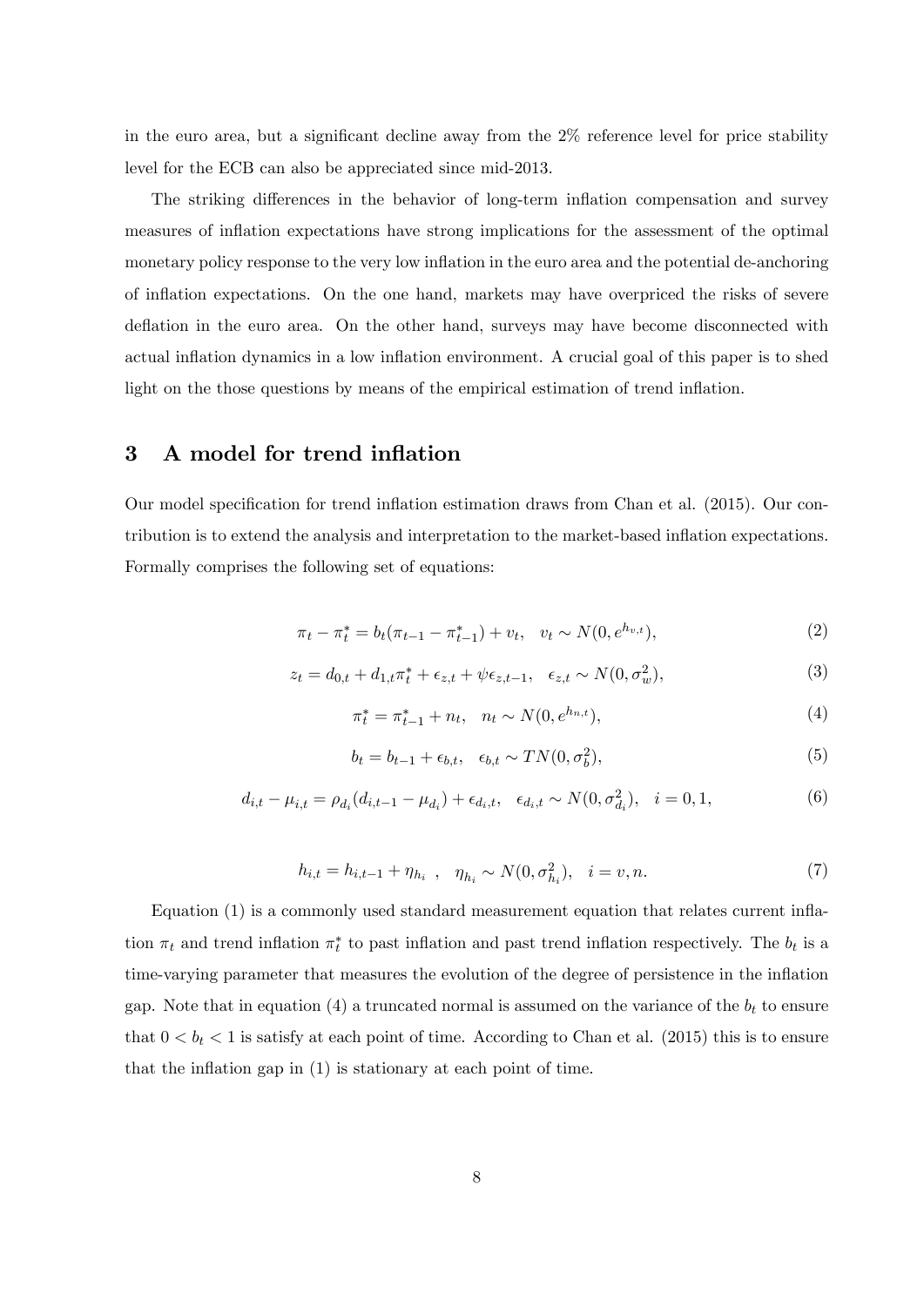in the euro area, but a significant decline away from the 2% reference level for price stability level for the ECB can also be appreciated since mid-2013.

The striking differences in the behavior of long-term inflation compensation and survey measures of inflation expectations have strong implications for the assessment of the optimal monetary policy response to the very low inflation in the euro area and the potential de-anchoring of inflation expectations. On the one hand, markets may have overpriced the risks of severe deflation in the euro area. On the other hand, surveys may have become disconnected with actual inflation dynamics in a low inflation environment. A crucial goal of this paper is to shed light on the those questions by means of the empirical estimation of trend inflation.

## 3 A model for trend inflation

Our model specification for trend inflation estimation draws from Chan et al. (2015). Our contribution is to extend the analysis and interpretation to the market-based inflation expectations. Formally comprises the following set of equations:

$$\pi_t - \pi_t^* = b_t(\pi_{t-1} - \pi_{t-1}^*) + v_t, \quad v_t \sim N(0, e^{h_{v,t}}), \tag{2}$$

$$z_t = d_{0,t} + d_{1,t}\pi_t^* + \epsilon_{z,t} + \psi\epsilon_{z,t-1}, \quad \epsilon_{z,t} \sim N(0, \sigma_w^2), \tag{3}$$

$$\pi_t^* = \pi_{t-1}^* + n_t, \quad n_t \sim N(0, e^{h_{n,t}}), \tag{4}$$

$$b_t = b_{t-1} + \epsilon_{b,t}, \quad \epsilon_{b,t} \sim TN(0, \sigma_b^2), \tag{5}$$

$$d_{i,t} - \mu_{i,t} = \rho_{d_i}(d_{i,t-1} - \mu_{d_i}) + \epsilon_{d_i,t}, \quad \epsilon_{d_i,t} \sim N(0, \sigma_{d_i}^2), \quad i = 0, 1, \tag{6}$$

$$h_{i,t} = h_{i,t-1} + \eta_{h_i} \;, \quad \eta_{h_i} \sim N(0, \sigma_{h_i}^2), \quad i = v, n. \tag{7}$$

Equation (1) is a commonly used standard measurement equation that relates current inflation $\pi_t$ and trend inflation $\pi_t^*$ to past inflation and past trend inflation respectively. The $b_t$ is a time-varying parameter that measures the evolution of the degree of persistence in the inflation gap. Note that in equation (4) a truncated normal is assumed on the variance of the $b_t$ to ensure that $0 < b_t < 1$ is satisfy at each point of time. According to Chan et al. (2015) this is to ensure that the inflation gap in (1) is stationary at each point of time.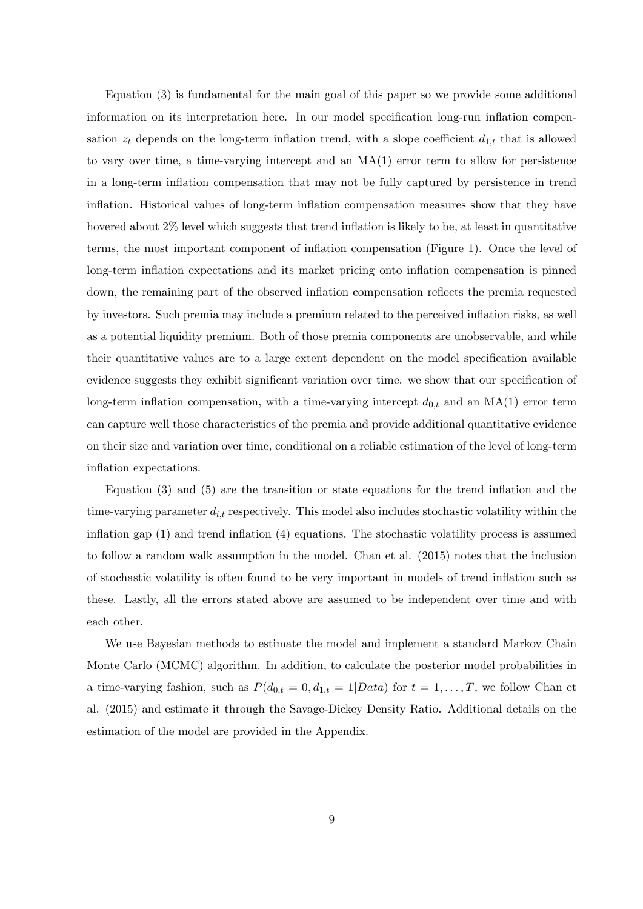Equation (3) is fundamental for the main goal of this paper so we provide some additional information on its interpretation here. In our model specification long-run inflation compensation $z_t$ depends on the long-term inflation trend, with a slope coefficient $d_{1,t}$ that is allowed to vary over time, a time-varying intercept and an MA(1) error term to allow for persistence in a long-term inflation compensation that may not be fully captured by persistence in trend inflation. Historical values of long-term inflation compensation measures show that they have hovered about 2% level which suggests that trend inflation is likely to be, at least in quantitative terms, the most important component of inflation compensation (Figure 1). Once the level of long-term inflation expectations and its market pricing onto inflation compensation is pinned down, the remaining part of the observed inflation compensation reflects the premia requested by investors. Such premia may include a premium related to the perceived inflation risks, as well as a potential liquidity premium. Both of those premia components are unobservable, and while their quantitative values are to a large extent dependent on the model specification available evidence suggests they exhibit significant variation over time. we show that our specification of long-term inflation compensation, with a time-varying intercept $d_{0,t}$ and an MA(1) error term can capture well those characteristics of the premia and provide additional quantitative evidence on their size and variation over time, conditional on a reliable estimation of the level of long-term inflation expectations.

Equation (3) and (5) are the transition or state equations for the trend inflation and the time-varying parameter $d_{i,t}$ respectively. This model also includes stochastic volatility within the inflation gap (1) and trend inflation (4) equations. The stochastic volatility process is assumed to follow a random walk assumption in the model. Chan et al. (2015) notes that the inclusion of stochastic volatility is often found to be very important in models of trend inflation such as these. Lastly, all the errors stated above are assumed to be independent over time and with each other.

We use Bayesian methods to estimate the model and implement a standard Markov Chain Monte Carlo (MCMC) algorithm. In addition, to calculate the posterior model probabilities in a time-varying fashion, such as $P(d_{0,t} = 0, d_{1,t} = 1|Data)$ for $t = 1, \ldots, T$, we follow Chan et al. (2015) and estimate it through the Savage-Dickey Density Ratio. Additional details on the estimation of the model are provided in the Appendix.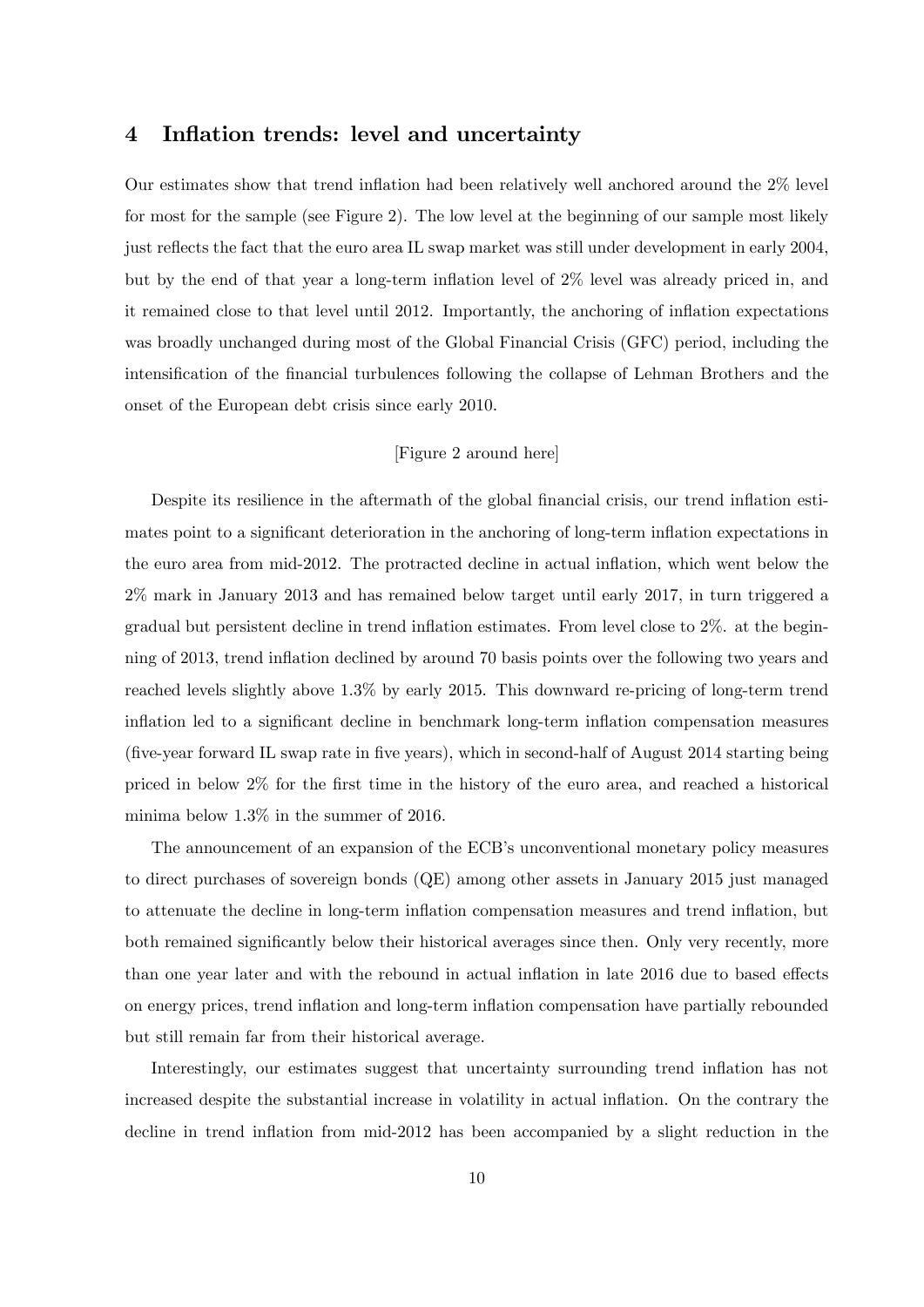## 4 Inflation trends: level and uncertainty

Our estimates show that trend inflation had been relatively well anchored around the 2% level for most for the sample (see Figure 2). The low level at the beginning of our sample most likely just reflects the fact that the euro area IL swap market was still under development in early 2004, but by the end of that year a long-term inflation level of 2% level was already priced in, and it remained close to that level until 2012. Importantly, the anchoring of inflation expectations was broadly unchanged during most of the Global Financial Crisis (GFC) period, including the intensification of the financial turbulences following the collapse of Lehman Brothers and the onset of the European debt crisis since early 2010.

[Figure 2 around here]

Despite its resilience in the aftermath of the global financial crisis, our trend inflation estimates point to a significant deterioration in the anchoring of long-term inflation expectations in the euro area from mid-2012. The protracted decline in actual inflation, which went below the 2% mark in January 2013 and has remained below target until early 2017, in turn triggered a gradual but persistent decline in trend inflation estimates. From level close to 2%. at the beginning of 2013, trend inflation declined by around 70 basis points over the following two years and reached levels slightly above 1.3% by early 2015. This downward re-pricing of long-term trend inflation led to a significant decline in benchmark long-term inflation compensation measures (five-year forward IL swap rate in five years), which in second-half of August 2014 starting being priced in below 2% for the first time in the history of the euro area, and reached a historical minima below 1.3% in the summer of 2016.

The announcement of an expansion of the ECB's unconventional monetary policy measures to direct purchases of sovereign bonds (QE) among other assets in January 2015 just managed to attenuate the decline in long-term inflation compensation measures and trend inflation, but both remained significantly below their historical averages since then. Only very recently, more than one year later and with the rebound in actual inflation in late 2016 due to based effects on energy prices, trend inflation and long-term inflation compensation have partially rebounded but still remain far from their historical average.

Interestingly, our estimates suggest that uncertainty surrounding trend inflation has not increased despite the substantial increase in volatility in actual inflation. On the contrary the decline in trend inflation from mid-2012 has been accompanied by a slight reduction in the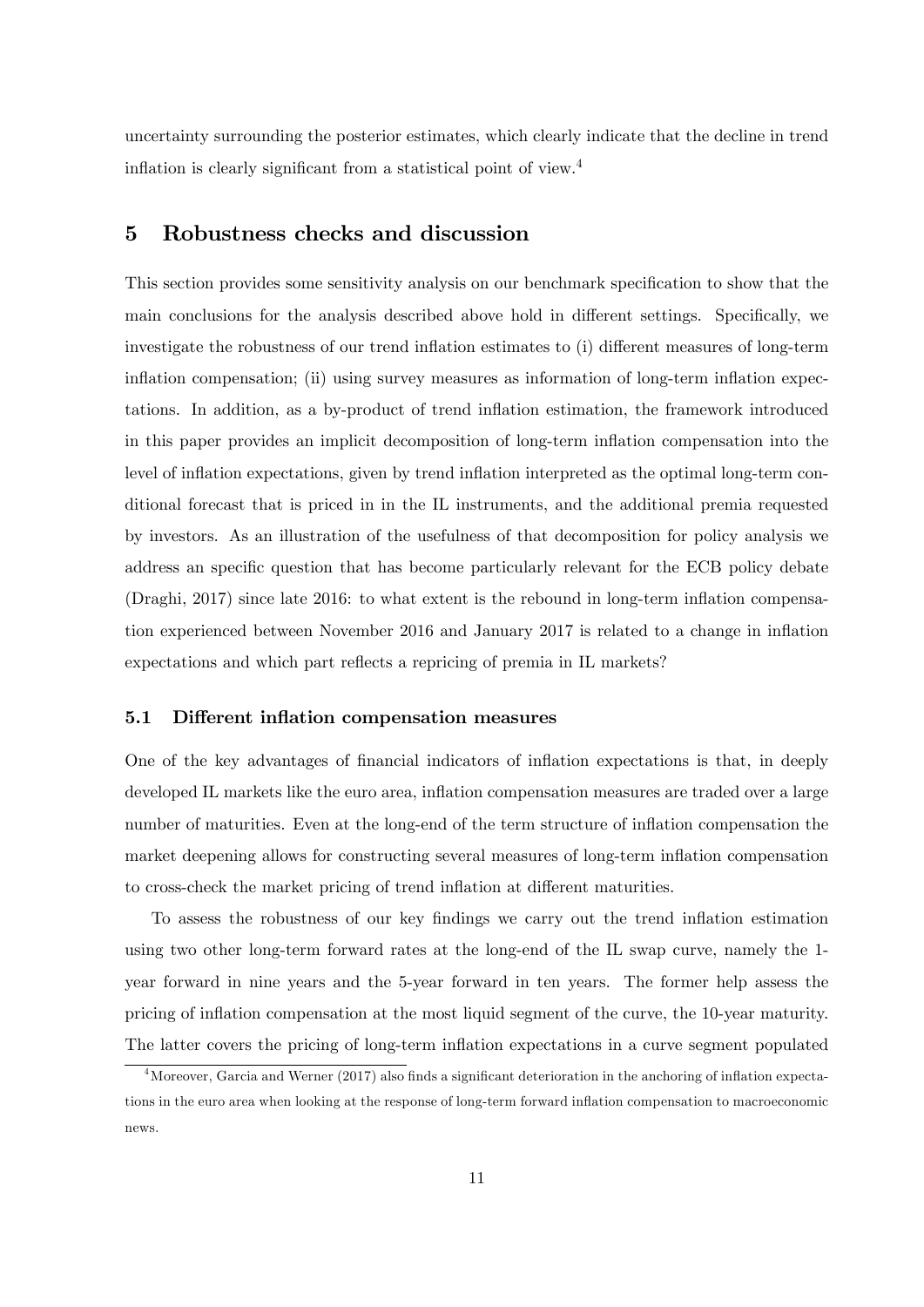uncertainty surrounding the posterior estimates, which clearly indicate that the decline in trend inflation is clearly significant from a statistical point of view.[4]

## 5 Robustness checks and discussion

This section provides some sensitivity analysis on our benchmark specification to show that the main conclusions for the analysis described above hold in different settings. Specifically, we investigate the robustness of our trend inflation estimates to (i) different measures of long-term inflation compensation; (ii) using survey measures as information of long-term inflation expectations. In addition, as a by-product of trend inflation estimation, the framework introduced in this paper provides an implicit decomposition of long-term inflation compensation into the level of inflation expectations, given by trend inflation interpreted as the optimal long-term conditional forecast that is priced in in the IL instruments, and the additional premia requested by investors. As an illustration of the usefulness of that decomposition for policy analysis we address an specific question that has become particularly relevant for the ECB policy debate (Draghi, 2017) since late 2016: to what extent is the rebound in long-term inflation compensation experienced between November 2016 and January 2017 is related to a change in inflation expectations and which part reflects a repricing of premia in IL markets?

### 5.1 Different inflation compensation measures

One of the key advantages of financial indicators of inflation expectations is that, in deeply developed IL markets like the euro area, inflation compensation measures are traded over a large number of maturities. Even at the long-end of the term structure of inflation compensation the market deepening allows for constructing several measures of long-term inflation compensation to cross-check the market pricing of trend inflation at different maturities.

To assess the robustness of our key findings we carry out the trend inflation estimation using two other long-term forward rates at the long-end of the IL swap curve, namely the 1-year forward in nine years and the 5-year forward in ten years. The former help assess the pricing of inflation compensation at the most liquid segment of the curve, the 10-year maturity. The latter covers the pricing of long-term inflation expectations in a curve segment populated

[4] Moreover, Garcia and Werner (2017) also finds a significant deterioration in the anchoring of inflation expectations in the euro area when looking at the response of long-term forward inflation compensation to macroeconomic news.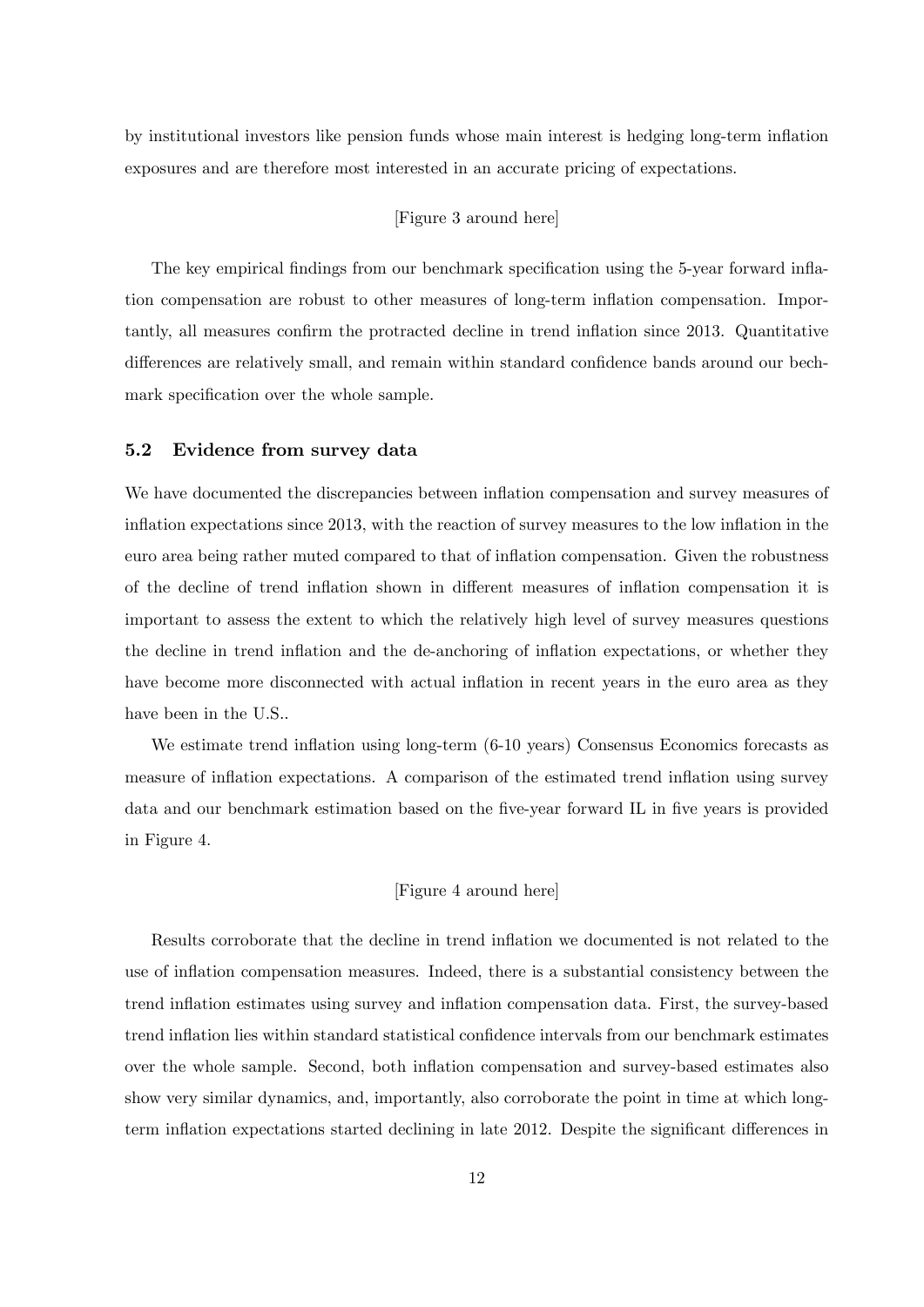by institutional investors like pension funds whose main interest is hedging long-term inflation exposures and are therefore most interested in an accurate pricing of expectations.

[Figure 3 around here]

The key empirical findings from our benchmark specification using the 5-year forward inflation compensation are robust to other measures of long-term inflation compensation. Importantly, all measures confirm the protracted decline in trend inflation since 2013. Quantitative differences are relatively small, and remain within standard confidence bands around our bechmark specification over the whole sample.

### 5.2 Evidence from survey data

We have documented the discrepancies between inflation compensation and survey measures of inflation expectations since 2013, with the reaction of survey measures to the low inflation in the euro area being rather muted compared to that of inflation compensation. Given the robustness of the decline of trend inflation shown in different measures of inflation compensation it is important to assess the extent to which the relatively high level of survey measures questions the decline in trend inflation and the de-anchoring of inflation expectations, or whether they have become more disconnected with actual inflation in recent years in the euro area as they have been in the U.S..

We estimate trend inflation using long-term (6-10 years) Consensus Economics forecasts as measure of inflation expectations. A comparison of the estimated trend inflation using survey data and our benchmark estimation based on the five-year forward IL in five years is provided in Figure 4.

[Figure 4 around here]

Results corroborate that the decline in trend inflation we documented is not related to the use of inflation compensation measures. Indeed, there is a substantial consistency between the trend inflation estimates using survey and inflation compensation data. First, the survey-based trend inflation lies within standard statistical confidence intervals from our benchmark estimates over the whole sample. Second, both inflation compensation and survey-based estimates also show very similar dynamics, and, importantly, also corroborate the point in time at which long-term inflation expectations started declining in late 2012. Despite the significant differences in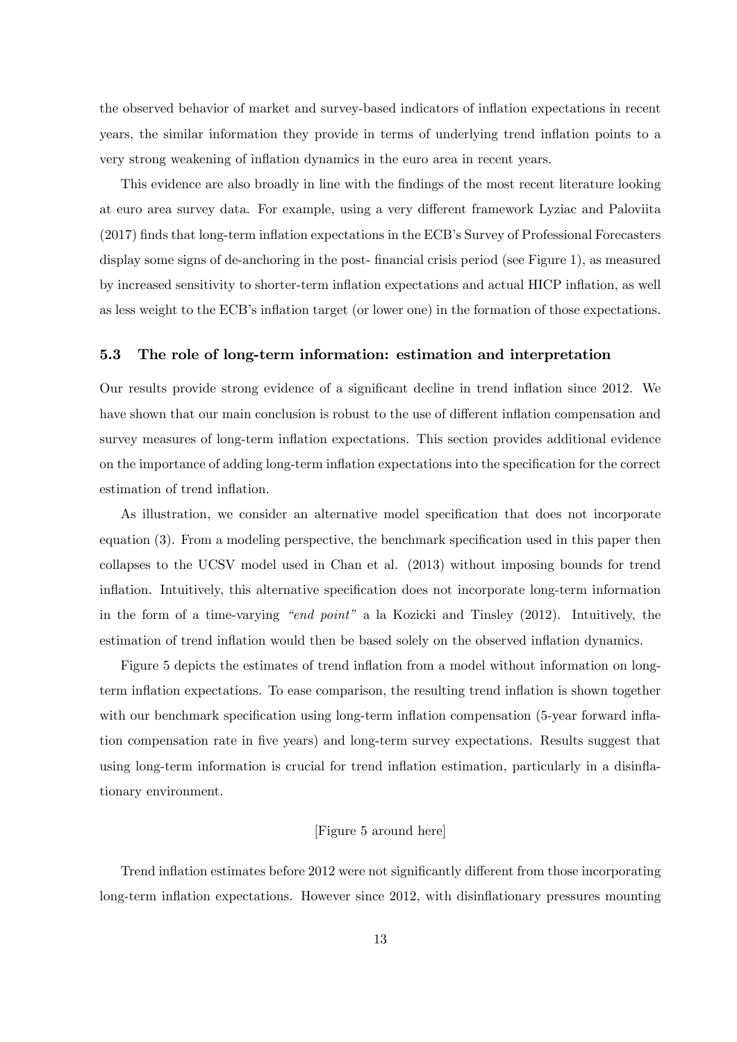the observed behavior of market and survey-based indicators of inflation expectations in recent years, the similar information they provide in terms of underlying trend inflation points to a very strong weakening of inflation dynamics in the euro area in recent years.

This evidence are also broadly in line with the findings of the most recent literature looking at euro area survey data. For example, using a very different framework Lyziac and Paloviita (2017) finds that long-term inflation expectations in the ECB's Survey of Professional Forecasters display some signs of de-anchoring in the post- financial crisis period (see Figure 1), as measured by increased sensitivity to shorter-term inflation expectations and actual HICP inflation, as well as less weight to the ECB's inflation target (or lower one) in the formation of those expectations.

### 5.3 The role of long-term information: estimation and interpretation

Our results provide strong evidence of a significant decline in trend inflation since 2012. We have shown that our main conclusion is robust to the use of different inflation compensation and survey measures of long-term inflation expectations. This section provides additional evidence on the importance of adding long-term inflation expectations into the specification for the correct estimation of trend inflation.

As illustration, we consider an alternative model specification that does not incorporate equation (3). From a modeling perspective, the benchmark specification used in this paper then collapses to the UCSV model used in Chan et al. (2013) without imposing bounds for trend inflation. Intuitively, this alternative specification does not incorporate long-term information in the form of a time-varying *"end point"* a la Kozicki and Tinsley (2012). Intuitively, the estimation of trend inflation would then be based solely on the observed inflation dynamics.

Figure 5 depicts the estimates of trend inflation from a model without information on long-term inflation expectations. To ease comparison, the resulting trend inflation is shown together with our benchmark specification using long-term inflation compensation (5-year forward inflation compensation rate in five years) and long-term survey expectations. Results suggest that using long-term information is crucial for trend inflation estimation, particularly in a disinflationary environment.

[Figure 5 around here]

Trend inflation estimates before 2012 were not significantly different from those incorporating long-term inflation expectations. However since 2012, with disinflationary pressures mounting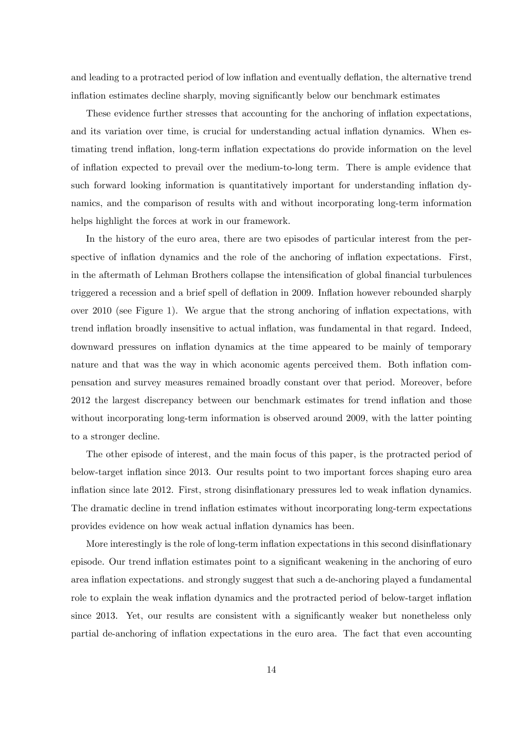and leading to a protracted period of low inflation and eventually deflation, the alternative trend inflation estimates decline sharply, moving significantly below our benchmark estimates

These evidence further stresses that accounting for the anchoring of inflation expectations, and its variation over time, is crucial for understanding actual inflation dynamics. When estimating trend inflation, long-term inflation expectations do provide information on the level of inflation expected to prevail over the medium-to-long term. There is ample evidence that such forward looking information is quantitatively important for understanding inflation dynamics, and the comparison of results with and without incorporating long-term information helps highlight the forces at work in our framework.

In the history of the euro area, there are two episodes of particular interest from the perspective of inflation dynamics and the role of the anchoring of inflation expectations. First, in the aftermath of Lehman Brothers collapse the intensification of global financial turbulences triggered a recession and a brief spell of deflation in 2009. Inflation however rebounded sharply over 2010 (see Figure 1). We argue that the strong anchoring of inflation expectations, with trend inflation broadly insensitive to actual inflation, was fundamental in that regard. Indeed, downward pressures on inflation dynamics at the time appeared to be mainly of temporary nature and that was the way in which aconomic agents perceived them. Both inflation compensation and survey measures remained broadly constant over that period. Moreover, before 2012 the largest discrepancy between our benchmark estimates for trend inflation and those without incorporating long-term information is observed around 2009, with the latter pointing to a stronger decline.

The other episode of interest, and the main focus of this paper, is the protracted period of below-target inflation since 2013. Our results point to two important forces shaping euro area inflation since late 2012. First, strong disinflationary pressures led to weak inflation dynamics. The dramatic decline in trend inflation estimates without incorporating long-term expectations provides evidence on how weak actual inflation dynamics has been.

More interestingly is the role of long-term inflation expectations in this second disinflationary episode. Our trend inflation estimates point to a significant weakening in the anchoring of euro area inflation expectations. and strongly suggest that such a de-anchoring played a fundamental role to explain the weak inflation dynamics and the protracted period of below-target inflation since 2013. Yet, our results are consistent with a significantly weaker but nonetheless only partial de-anchoring of inflation expectations in the euro area. The fact that even accounting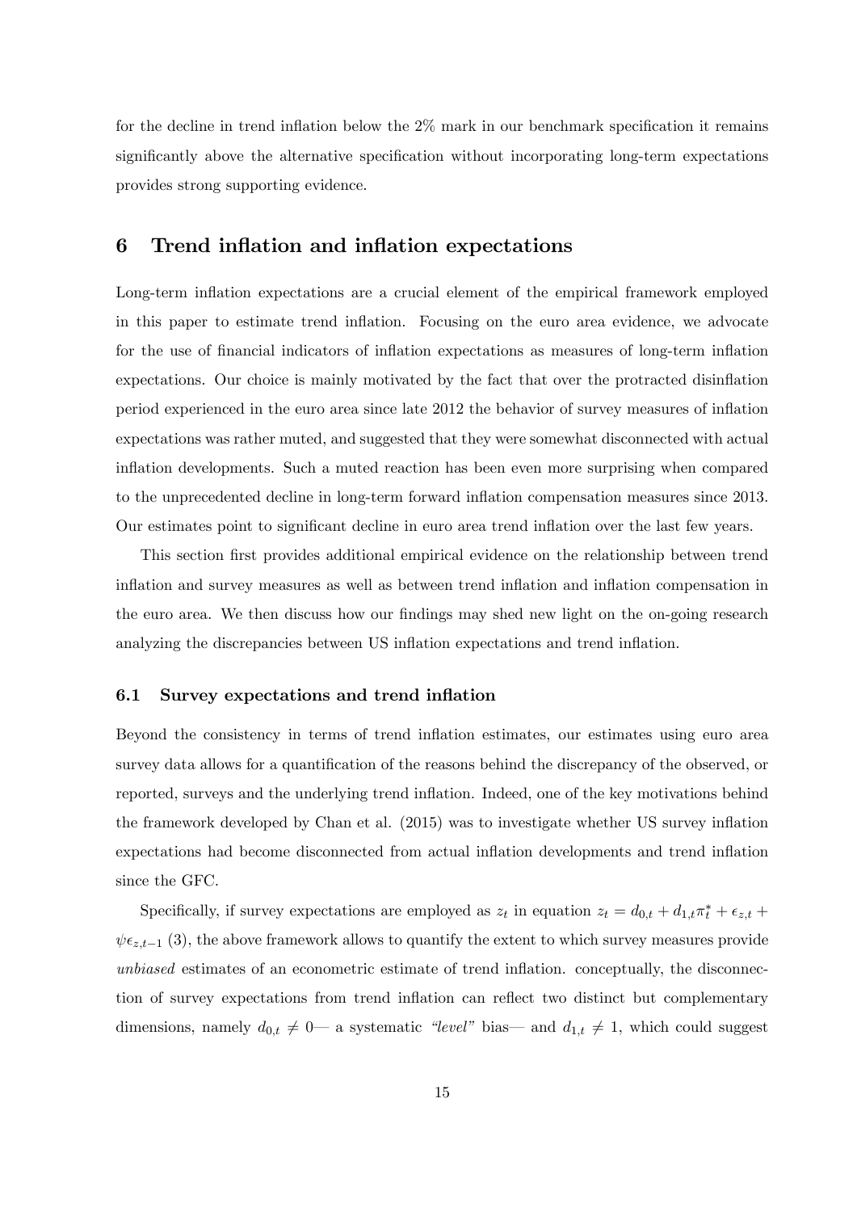for the decline in trend inflation below the 2% mark in our benchmark specification it remains significantly above the alternative specification without incorporating long-term expectations provides strong supporting evidence.

# 6 Trend inflation and inflation expectations

Long-term inflation expectations are a crucial element of the empirical framework employed in this paper to estimate trend inflation. Focusing on the euro area evidence, we advocate for the use of financial indicators of inflation expectations as measures of long-term inflation expectations. Our choice is mainly motivated by the fact that over the protracted disinflation period experienced in the euro area since late 2012 the behavior of survey measures of inflation expectations was rather muted, and suggested that they were somewhat disconnected with actual inflation developments. Such a muted reaction has been even more surprising when compared to the unprecedented decline in long-term forward inflation compensation measures since 2013. Our estimates point to significant decline in euro area trend inflation over the last few years.

This section first provides additional empirical evidence on the relationship between trend inflation and survey measures as well as between trend inflation and inflation compensation in the euro area. We then discuss how our findings may shed new light on the on-going research analyzing the discrepancies between US inflation expectations and trend inflation.

## 6.1 Survey expectations and trend inflation

Beyond the consistency in terms of trend inflation estimates, our estimates using euro area survey data allows for a quantification of the reasons behind the discrepancy of the observed, or reported, surveys and the underlying trend inflation. Indeed, one of the key motivations behind the framework developed by Chan et al. (2015) was to investigate whether US survey inflation expectations had become disconnected from actual inflation developments and trend inflation since the GFC.

Specifically, if survey expectations are employed as $z_t$ in equation $z_t = d_{0,t} + d_{1,t}\pi_t^* + \epsilon_{z,t} + \psi\epsilon_{z,t-1}$ (3), the above framework allows to quantify the extent to which survey measures provide *unbiased* estimates of an econometric estimate of trend inflation. conceptually, the disconnection of survey expectations from trend inflation can reflect two distinct but complementary dimensions, namely $d_{0,t} \neq 0$— a systematic *"level"* bias— and $d_{1,t} \neq 1$, which could suggest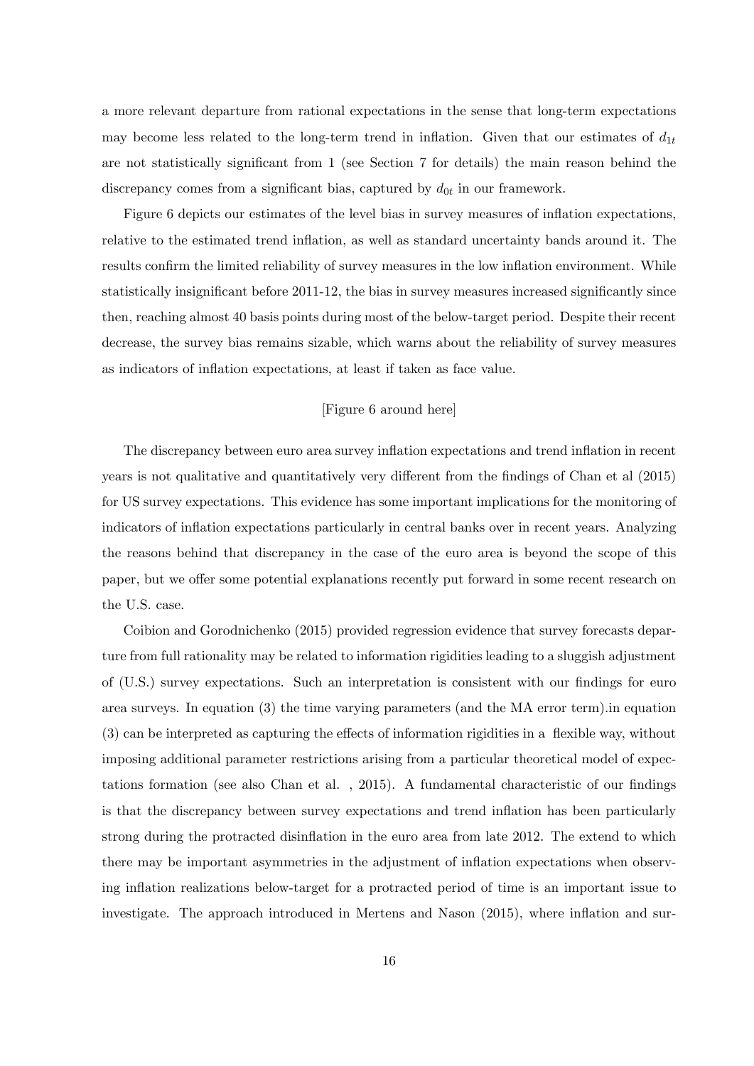a more relevant departure from rational expectations in the sense that long-term expectations may become less related to the long-term trend in inflation. Given that our estimates of $d_{1t}$ are not statistically significant from 1 (see Section 7 for details) the main reason behind the discrepancy comes from a significant bias, captured by $d_{0t}$ in our framework.

Figure 6 depicts our estimates of the level bias in survey measures of inflation expectations, relative to the estimated trend inflation, as well as standard uncertainty bands around it. The results confirm the limited reliability of survey measures in the low inflation environment. While statistically insignificant before 2011-12, the bias in survey measures increased significantly since then, reaching almost 40 basis points during most of the below-target period. Despite their recent decrease, the survey bias remains sizable, which warns about the reliability of survey measures as indicators of inflation expectations, at least if taken as face value.

[Figure 6 around here]

The discrepancy between euro area survey inflation expectations and trend inflation in recent years is not qualitative and quantitatively very different from the findings of Chan et al (2015) for US survey expectations. This evidence has some important implications for the monitoring of indicators of inflation expectations particularly in central banks over in recent years. Analyzing the reasons behind that discrepancy in the case of the euro area is beyond the scope of this paper, but we offer some potential explanations recently put forward in some recent research on the U.S. case.

Coibion and Gorodnichenko (2015) provided regression evidence that survey forecasts departure from full rationality may be related to information rigidities leading to a sluggish adjustment of (U.S.) survey expectations. Such an interpretation is consistent with our findings for euro area surveys. In equation (3) the time varying parameters (and the MA error term).in equation (3) can be interpreted as capturing the effects of information rigidities in a flexible way, without imposing additional parameter restrictions arising from a particular theoretical model of expectations formation (see also Chan et al. , 2015). A fundamental characteristic of our findings is that the discrepancy between survey expectations and trend inflation has been particularly strong during the protracted disinflation in the euro area from late 2012. The extend to which there may be important asymmetries in the adjustment of inflation expectations when observing inflation realizations below-target for a protracted period of time is an important issue to investigate. The approach introduced in Mertens and Nason (2015), where inflation and sur-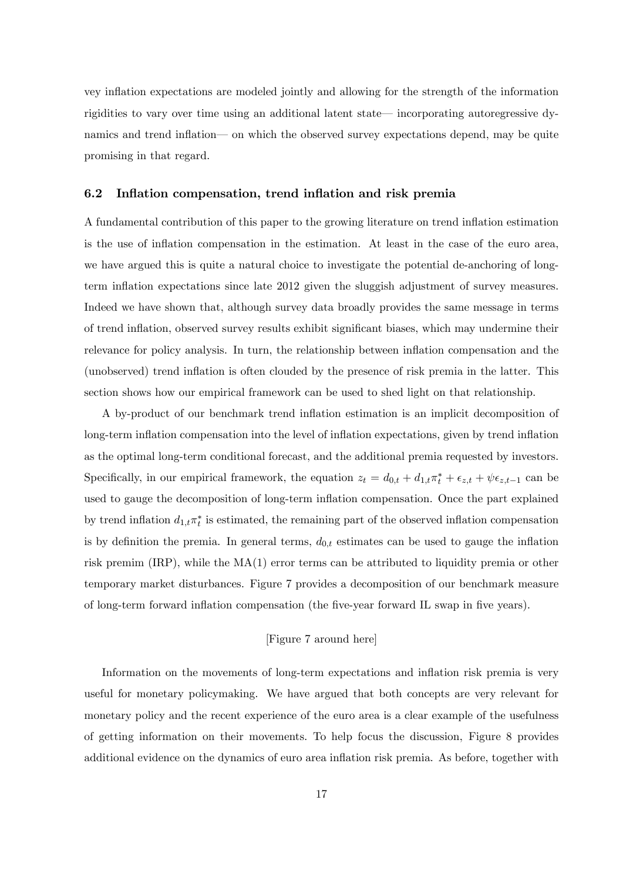vey inflation expectations are modeled jointly and allowing for the strength of the information rigidities to vary over time using an additional latent state— incorporating autoregressive dynamics and trend inflation— on which the observed survey expectations depend, may be quite promising in that regard.

### 6.2 Inflation compensation, trend inflation and risk premia

A fundamental contribution of this paper to the growing literature on trend inflation estimation is the use of inflation compensation in the estimation. At least in the case of the euro area, we have argued this is quite a natural choice to investigate the potential de-anchoring of long-term inflation expectations since late 2012 given the sluggish adjustment of survey measures. Indeed we have shown that, although survey data broadly provides the same message in terms of trend inflation, observed survey results exhibit significant biases, which may undermine their relevance for policy analysis. In turn, the relationship between inflation compensation and the (unobserved) trend inflation is often clouded by the presence of risk premia in the latter. This section shows how our empirical framework can be used to shed light on that relationship.

A by-product of our benchmark trend inflation estimation is an implicit decomposition of long-term inflation compensation into the level of inflation expectations, given by trend inflation as the optimal long-term conditional forecast, and the additional premia requested by investors. Specifically, in our empirical framework, the equation $z_t = d_{0,t} + d_{1,t}\pi_t^* + \epsilon_{z,t} + \psi\epsilon_{z,t-1}$ can be used to gauge the decomposition of long-term inflation compensation. Once the part explained by trend inflation $d_{1,t}\pi_t^*$ is estimated, the remaining part of the observed inflation compensation is by definition the premia. In general terms, $d_{0,t}$ estimates can be used to gauge the inflation risk premim (IRP), while the MA(1) error terms can be attributed to liquidity premia or other temporary market disturbances. Figure 7 provides a decomposition of our benchmark measure of long-term forward inflation compensation (the five-year forward IL swap in five years).

[Figure 7 around here]

Information on the movements of long-term expectations and inflation risk premia is very useful for monetary policymaking. We have argued that both concepts are very relevant for monetary policy and the recent experience of the euro area is a clear example of the usefulness of getting information on their movements. To help focus the discussion, Figure 8 provides additional evidence on the dynamics of euro area inflation risk premia. As before, together with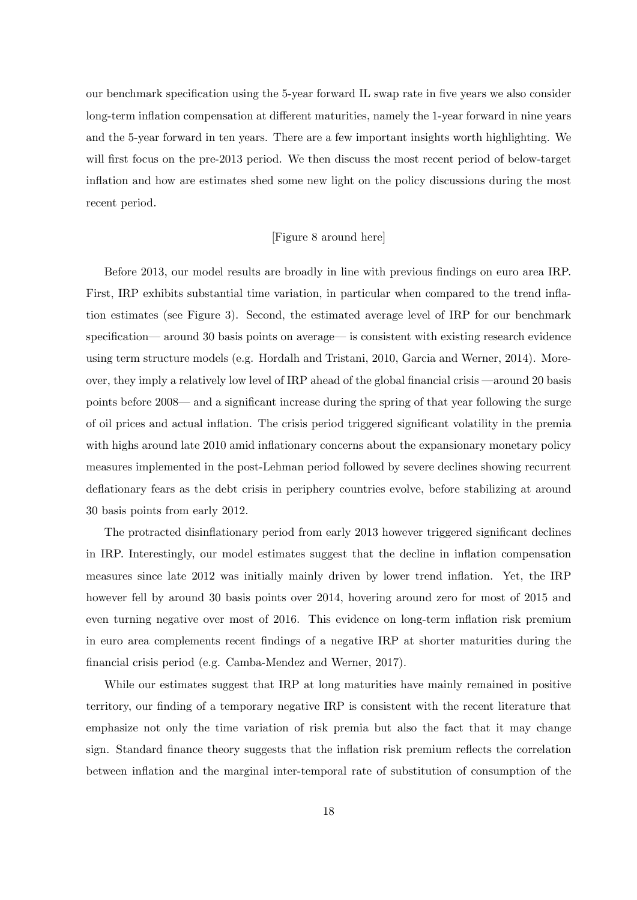our benchmark specification using the 5-year forward IL swap rate in five years we also consider long-term inflation compensation at different maturities, namely the 1-year forward in nine years and the 5-year forward in ten years. There are a few important insights worth highlighting. We will first focus on the pre-2013 period. We then discuss the most recent period of below-target inflation and how are estimates shed some new light on the policy discussions during the most recent period.

[Figure 8 around here]

Before 2013, our model results are broadly in line with previous findings on euro area IRP. First, IRP exhibits substantial time variation, in particular when compared to the trend inflation estimates (see Figure 3). Second, the estimated average level of IRP for our benchmark specification— around 30 basis points on average— is consistent with existing research evidence using term structure models (e.g. Hordalh and Tristani, 2010, Garcia and Werner, 2014). Moreover, they imply a relatively low level of IRP ahead of the global financial crisis —around 20 basis points before 2008— and a significant increase during the spring of that year following the surge of oil prices and actual inflation. The crisis period triggered significant volatility in the premia with highs around late 2010 amid inflationary concerns about the expansionary monetary policy measures implemented in the post-Lehman period followed by severe declines showing recurrent deflationary fears as the debt crisis in periphery countries evolve, before stabilizing at around 30 basis points from early 2012.

The protracted disinflationary period from early 2013 however triggered significant declines in IRP. Interestingly, our model estimates suggest that the decline in inflation compensation measures since late 2012 was initially mainly driven by lower trend inflation. Yet, the IRP however fell by around 30 basis points over 2014, hovering around zero for most of 2015 and even turning negative over most of 2016. This evidence on long-term inflation risk premium in euro area complements recent findings of a negative IRP at shorter maturities during the financial crisis period (e.g. Camba-Mendez and Werner, 2017).

While our estimates suggest that IRP at long maturities have mainly remained in positive territory, our finding of a temporary negative IRP is consistent with the recent literature that emphasize not only the time variation of risk premia but also the fact that it may change sign. Standard finance theory suggests that the inflation risk premium reflects the correlation between inflation and the marginal inter-temporal rate of substitution of consumption of the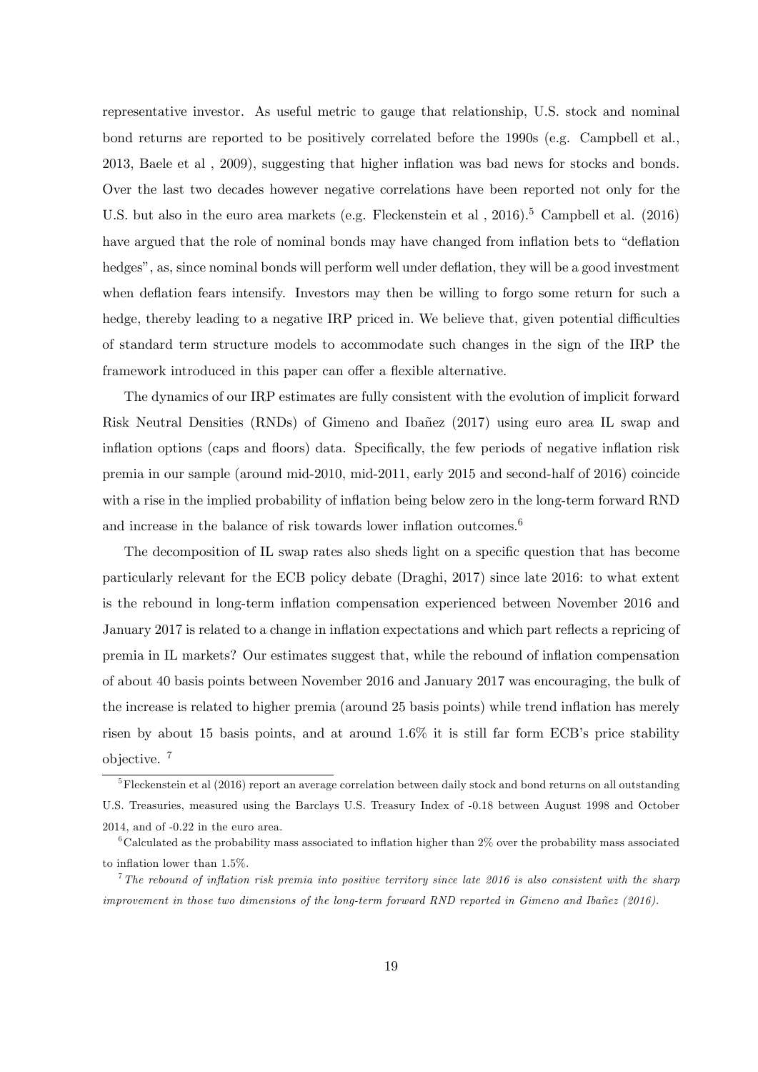representative investor. As useful metric to gauge that relationship, U.S. stock and nominal bond returns are reported to be positively correlated before the 1990s (e.g. Campbell et al., 2013, Baele et al , 2009), suggesting that higher inflation was bad news for stocks and bonds. Over the last two decades however negative correlations have been reported not only for the U.S. but also in the euro area markets (e.g. Fleckenstein et al , 2016).[5] Campbell et al. (2016) have argued that the role of nominal bonds may have changed from inflation bets to "deflation hedges", as, since nominal bonds will perform well under deflation, they will be a good investment when deflation fears intensify. Investors may then be willing to forgo some return for such a hedge, thereby leading to a negative IRP priced in. We believe that, given potential difficulties of standard term structure models to accommodate such changes in the sign of the IRP the framework introduced in this paper can offer a flexible alternative.

The dynamics of our IRP estimates are fully consistent with the evolution of implicit forward Risk Neutral Densities (RNDs) of Gimeno and Ibañez (2017) using euro area IL swap and inflation options (caps and floors) data. Specifically, the few periods of negative inflation risk premia in our sample (around mid-2010, mid-2011, early 2015 and second-half of 2016) coincide with a rise in the implied probability of inflation being below zero in the long-term forward RND and increase in the balance of risk towards lower inflation outcomes.[6]

The decomposition of IL swap rates also sheds light on a specific question that has become particularly relevant for the ECB policy debate (Draghi, 2017) since late 2016: to what extent is the rebound in long-term inflation compensation experienced between November 2016 and January 2017 is related to a change in inflation expectations and which part reflects a repricing of premia in IL markets? Our estimates suggest that, while the rebound of inflation compensation of about 40 basis points between November 2016 and January 2017 was encouraging, the bulk of the increase is related to higher premia (around 25 basis points) while trend inflation has merely risen by about 15 basis points, and at around 1.6% it is still far form ECB's price stability objective. [7]

[5] Fleckenstein et al (2016) report an average correlation between daily stock and bond returns on all outstanding U.S. Treasuries, measured using the Barclays U.S. Treasury Index of -0.18 between August 1998 and October 2014, and of -0.22 in the euro area.

[6] Calculated as the probability mass associated to inflation higher than 2% over the probability mass associated to inflation lower than 1.5%.

[7] *The rebound of inflation risk premia into positive territory since late 2016 is also consistent with the sharp improvement in those two dimensions of the long-term forward RND reported in Gimeno and Ibañez (2016).*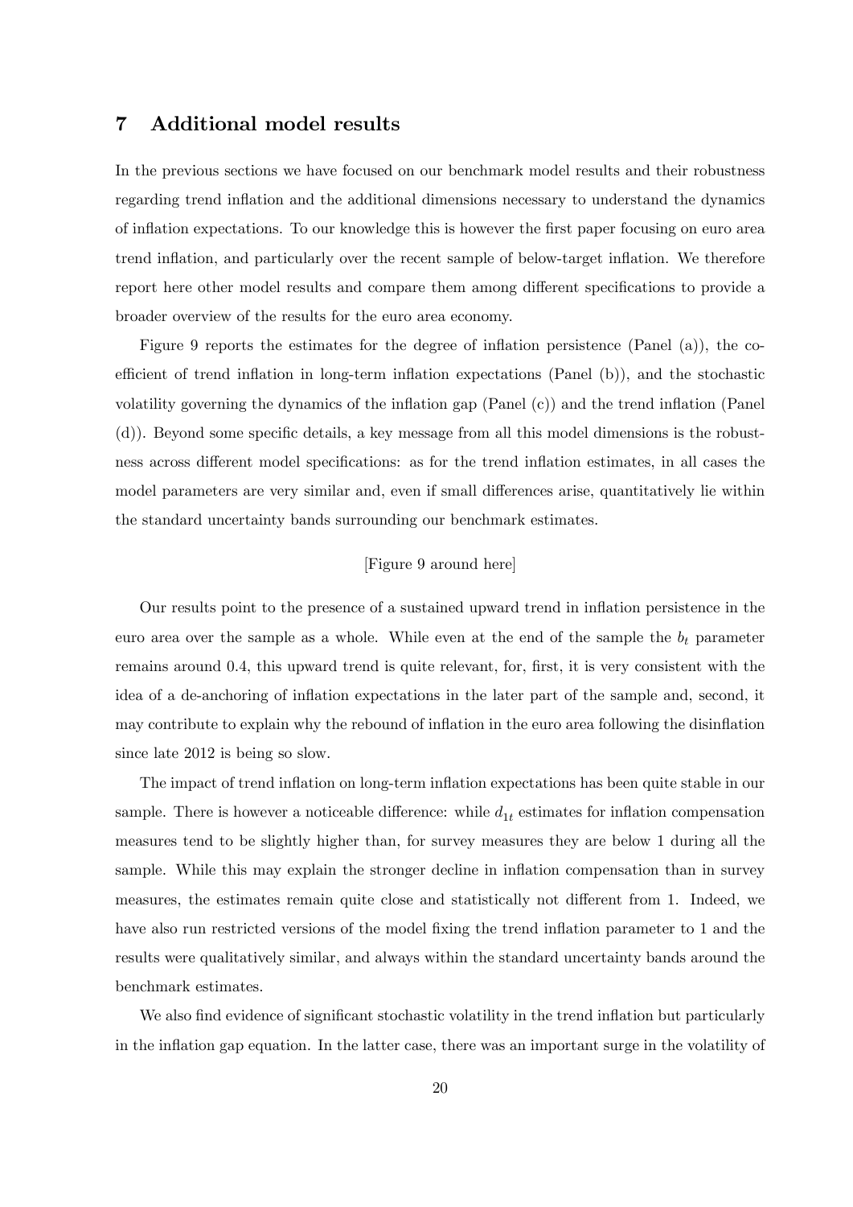## 7 Additional model results

In the previous sections we have focused on our benchmark model results and their robustness regarding trend inflation and the additional dimensions necessary to understand the dynamics of inflation expectations. To our knowledge this is however the first paper focusing on euro area trend inflation, and particularly over the recent sample of below-target inflation. We therefore report here other model results and compare them among different specifications to provide a broader overview of the results for the euro area economy.

Figure 9 reports the estimates for the degree of inflation persistence (Panel (a)), the coefficient of trend inflation in long-term inflation expectations (Panel (b)), and the stochastic volatility governing the dynamics of the inflation gap (Panel (c)) and the trend inflation (Panel (d)). Beyond some specific details, a key message from all this model dimensions is the robustness across different model specifications: as for the trend inflation estimates, in all cases the model parameters are very similar and, even if small differences arise, quantitatively lie within the standard uncertainty bands surrounding our benchmark estimates.

[Figure 9 around here]

Our results point to the presence of a sustained upward trend in inflation persistence in the euro area over the sample as a whole. While even at the end of the sample the $b_t$ parameter remains around 0.4, this upward trend is quite relevant, for, first, it is very consistent with the idea of a de-anchoring of inflation expectations in the later part of the sample and, second, it may contribute to explain why the rebound of inflation in the euro area following the disinflation since late 2012 is being so slow.

The impact of trend inflation on long-term inflation expectations has been quite stable in our sample. There is however a noticeable difference: while $d_{1t}$ estimates for inflation compensation measures tend to be slightly higher than, for survey measures they are below 1 during all the sample. While this may explain the stronger decline in inflation compensation than in survey measures, the estimates remain quite close and statistically not different from 1. Indeed, we have also run restricted versions of the model fixing the trend inflation parameter to 1 and the results were qualitatively similar, and always within the standard uncertainty bands around the benchmark estimates.

We also find evidence of significant stochastic volatility in the trend inflation but particularly in the inflation gap equation. In the latter case, there was an important surge in the volatility of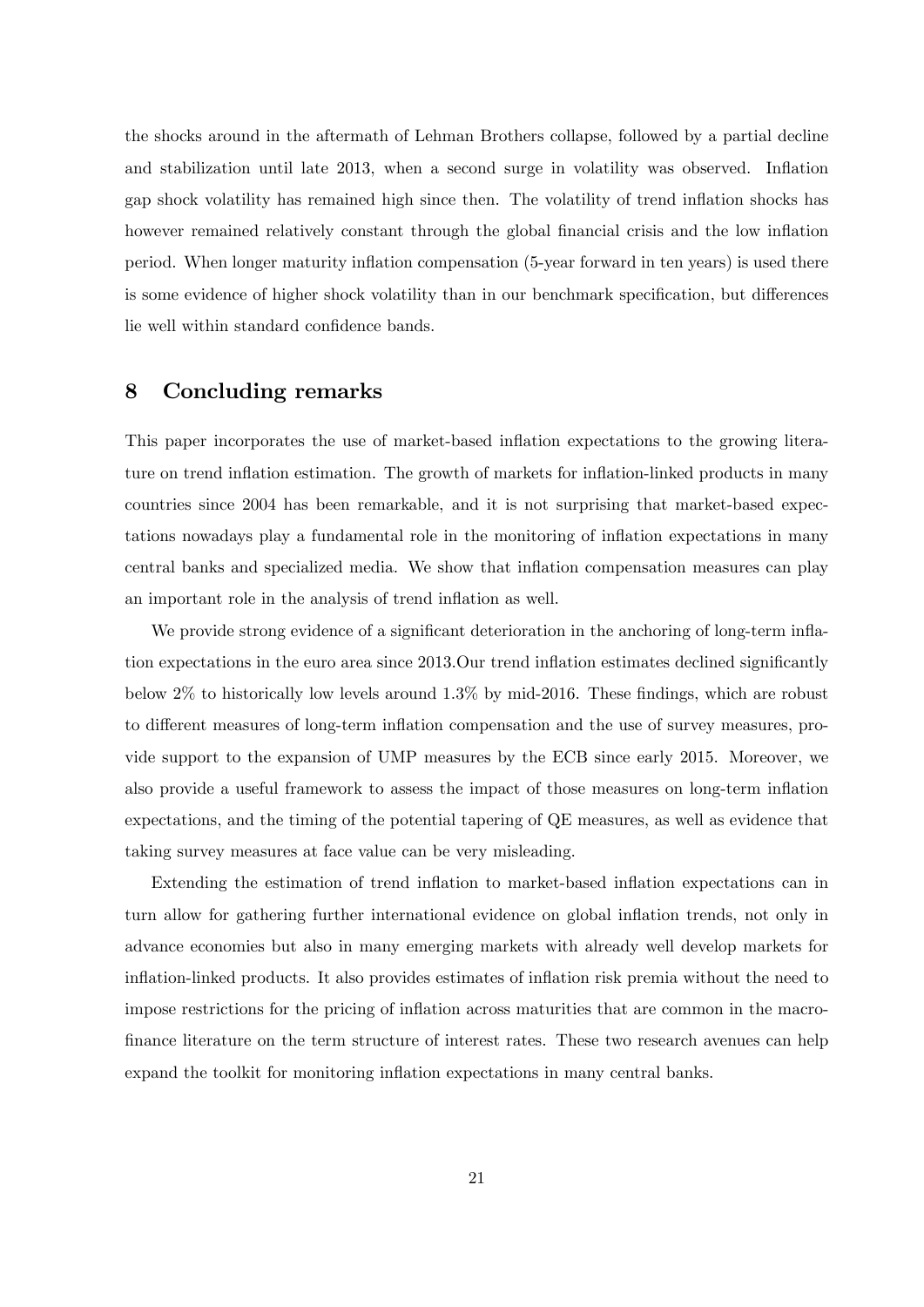the shocks around in the aftermath of Lehman Brothers collapse, followed by a partial decline and stabilization until late 2013, when a second surge in volatility was observed. Inflation gap shock volatility has remained high since then. The volatility of trend inflation shocks has however remained relatively constant through the global financial crisis and the low inflation period. When longer maturity inflation compensation (5-year forward in ten years) is used there is some evidence of higher shock volatility than in our benchmark specification, but differences lie well within standard confidence bands.

## 8 Concluding remarks

This paper incorporates the use of market-based inflation expectations to the growing literature on trend inflation estimation. The growth of markets for inflation-linked products in many countries since 2004 has been remarkable, and it is not surprising that market-based expectations nowadays play a fundamental role in the monitoring of inflation expectations in many central banks and specialized media. We show that inflation compensation measures can play an important role in the analysis of trend inflation as well.

We provide strong evidence of a significant deterioration in the anchoring of long-term inflation expectations in the euro area since 2013.Our trend inflation estimates declined significantly below 2% to historically low levels around 1.3% by mid-2016. These findings, which are robust to different measures of long-term inflation compensation and the use of survey measures, provide support to the expansion of UMP measures by the ECB since early 2015. Moreover, we also provide a useful framework to assess the impact of those measures on long-term inflation expectations, and the timing of the potential tapering of QE measures, as well as evidence that taking survey measures at face value can be very misleading.

Extending the estimation of trend inflation to market-based inflation expectations can in turn allow for gathering further international evidence on global inflation trends, not only in advance economies but also in many emerging markets with already well develop markets for inflation-linked products. It also provides estimates of inflation risk premia without the need to impose restrictions for the pricing of inflation across maturities that are common in the macro-finance literature on the term structure of interest rates. These two research avenues can help expand the toolkit for monitoring inflation expectations in many central banks.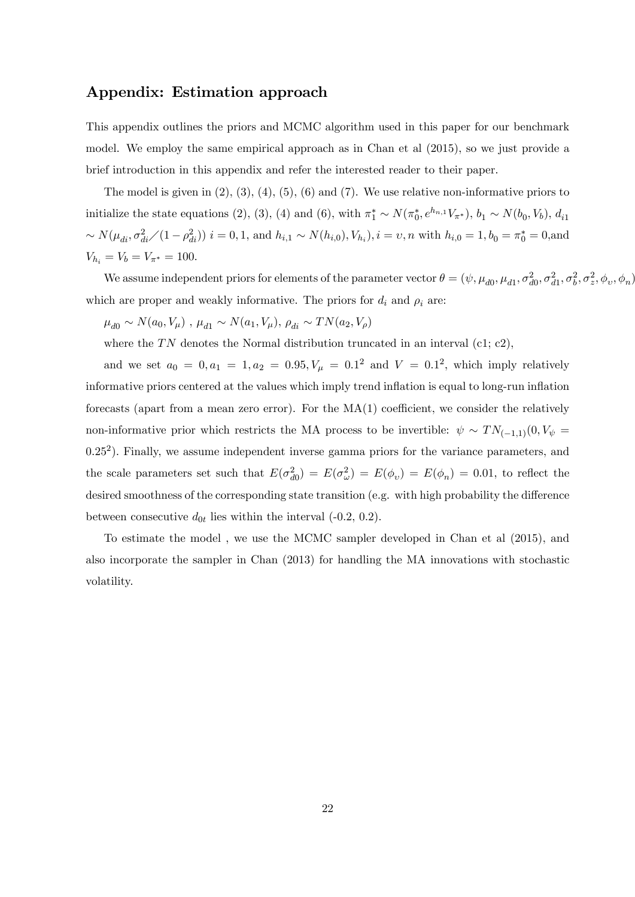## Appendix: Estimation approach

This appendix outlines the priors and MCMC algorithm used in this paper for our benchmark model. We employ the same empirical approach as in Chan et al (2015), so we just provide a brief introduction in this appendix and refer the interested reader to their paper.

The model is given in (2), (3), (4), (5), (6) and (7). We use relative non-informative priors to initialize the state equations (2), (3), (4) and (6), with $\pi_1^* \sim N(\pi_0^*, e^{h_{n,1}} V_{\pi^*})$, $b_1 \sim N(b_0, V_b)$, $d_{i1} \sim N(\mu_{di}, \sigma_{di}^2 \diagup (1-\rho_{di}^2))$ $i = 0, 1$, and $h_{i,1} \sim N(h_{i,0}), V_{h_i})$, $i = \upsilon, n$ with $h_{i,0} = 1, b_0 = \pi_0^* = 0$,and $V_{h_i} = V_b = V_{\pi^*} = 100$.

We assume independent priors for elements of the parameter vector $\theta = (\psi, \mu_{d0}, \mu_{d1}, \sigma_{d0}^2, \sigma_{d1}^2, \sigma_b^2, \sigma_z^2, \phi_\upsilon, \phi_n)$ which are proper and weakly informative. The priors for $d_i$ and $\rho_i$ are:

$\mu_{d0} \sim N(a_0, V_\mu)$ , $\mu_{d1} \sim N(a_1, V_\mu)$, $\rho_{di} \sim TN(a_2, V_\rho)$

where the $TN$ denotes the Normal distribution truncated in an interval (c1; c2),

and we set $a_0 = 0, a_1 = 1, a_2 = 0.95, V_\mu = 0.1^2$ and $V = 0.1^2$, which imply relatively informative priors centered at the values which imply trend inflation is equal to long-run inflation forecasts (apart from a mean zero error). For the MA(1) coefficient, we consider the relatively non-informative prior which restricts the MA process to be invertible: $\psi \sim TN_{(-1,1)}(0, V_\psi = 0.25^2)$. Finally, we assume independent inverse gamma priors for the variance parameters, and the scale parameters set such that $E(\sigma_{d0}^2) = E(\sigma_\omega^2) = E(\phi_\upsilon) = E(\phi_n) = 0.01$, to reflect the desired smoothness of the corresponding state transition (e.g. with high probability the difference between consecutive $d_{0t}$ lies within the interval (-0.2, 0.2).

To estimate the model , we use the MCMC sampler developed in Chan et al (2015), and also incorporate the sampler in Chan (2013) for handling the MA innovations with stochastic volatility.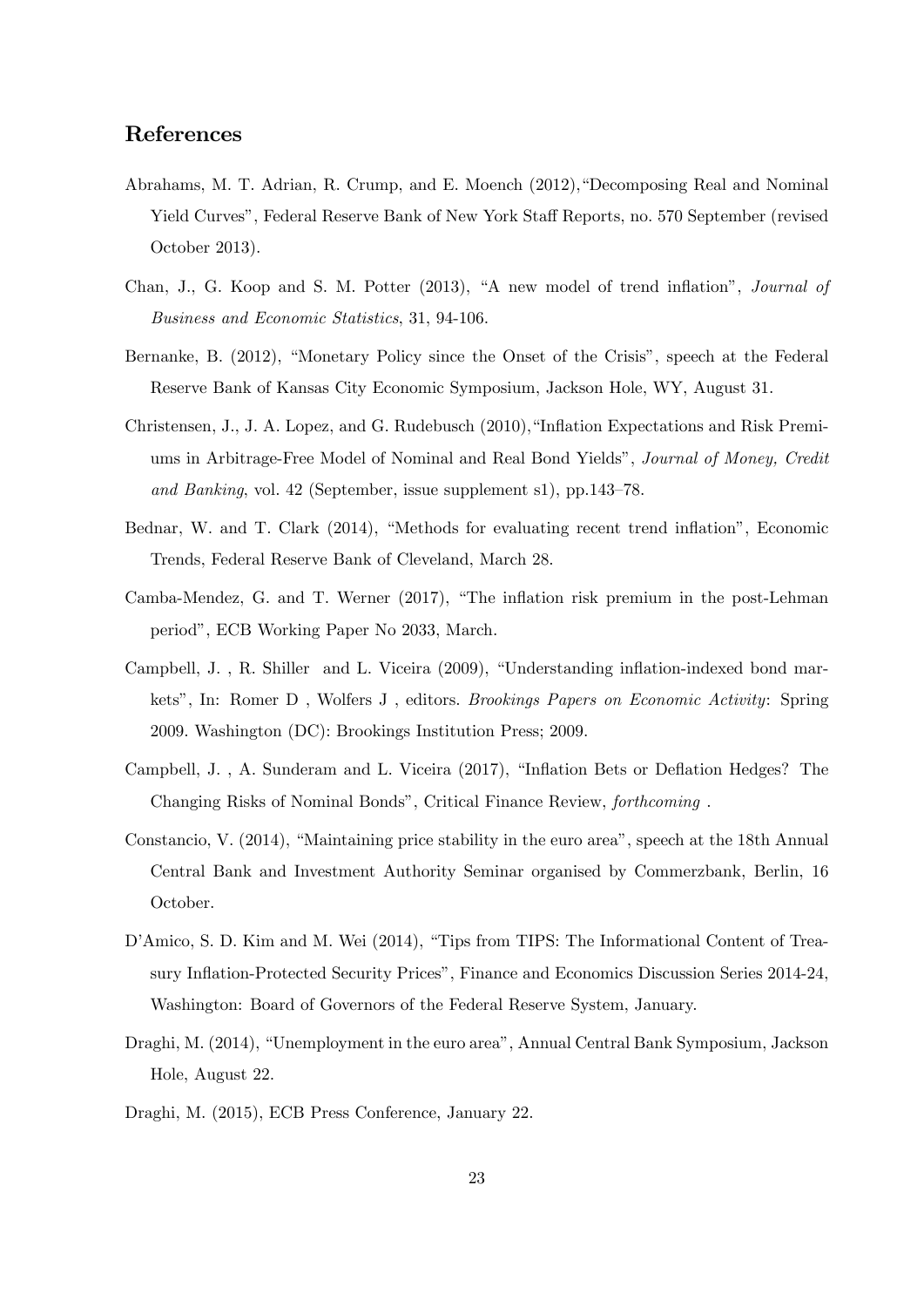## References

Abrahams, M. T. Adrian, R. Crump, and E. Moench (2012),"Decomposing Real and Nominal Yield Curves", Federal Reserve Bank of New York Staff Reports, no. 570 September (revised October 2013).

Chan, J., G. Koop and S. M. Potter (2013), "A new model of trend inflation", *Journal of Business and Economic Statistics*, 31, 94-106.

Bernanke, B. (2012), "Monetary Policy since the Onset of the Crisis", speech at the Federal Reserve Bank of Kansas City Economic Symposium, Jackson Hole, WY, August 31.

Christensen, J., J. A. Lopez, and G. Rudebusch (2010),"Inflation Expectations and Risk Premiums in Arbitrage-Free Model of Nominal and Real Bond Yields", *Journal of Money, Credit and Banking*, vol. 42 (September, issue supplement s1), pp.143–78.

Bednar, W. and T. Clark (2014), "Methods for evaluating recent trend inflation", Economic Trends, Federal Reserve Bank of Cleveland, March 28.

Camba-Mendez, G. and T. Werner (2017), "The inflation risk premium in the post-Lehman period", ECB Working Paper No 2033, March.

Campbell, J. , R. Shiller and L. Viceira (2009), "Understanding inflation-indexed bond markets", In: Romer D , Wolfers J , editors. *Brookings Papers on Economic Activity*: Spring 2009. Washington (DC): Brookings Institution Press; 2009.

Campbell, J. , A. Sunderam and L. Viceira (2017), "Inflation Bets or Deflation Hedges? The Changing Risks of Nominal Bonds", Critical Finance Review, *forthcoming* .

Constancio, V. (2014), "Maintaining price stability in the euro area", speech at the 18th Annual Central Bank and Investment Authority Seminar organised by Commerzbank, Berlin, 16 October.

D'Amico, S. D. Kim and M. Wei (2014), "Tips from TIPS: The Informational Content of Treasury Inflation-Protected Security Prices", Finance and Economics Discussion Series 2014-24, Washington: Board of Governors of the Federal Reserve System, January.

Draghi, M. (2014), "Unemployment in the euro area", Annual Central Bank Symposium, Jackson Hole, August 22.

Draghi, M. (2015), ECB Press Conference, January 22.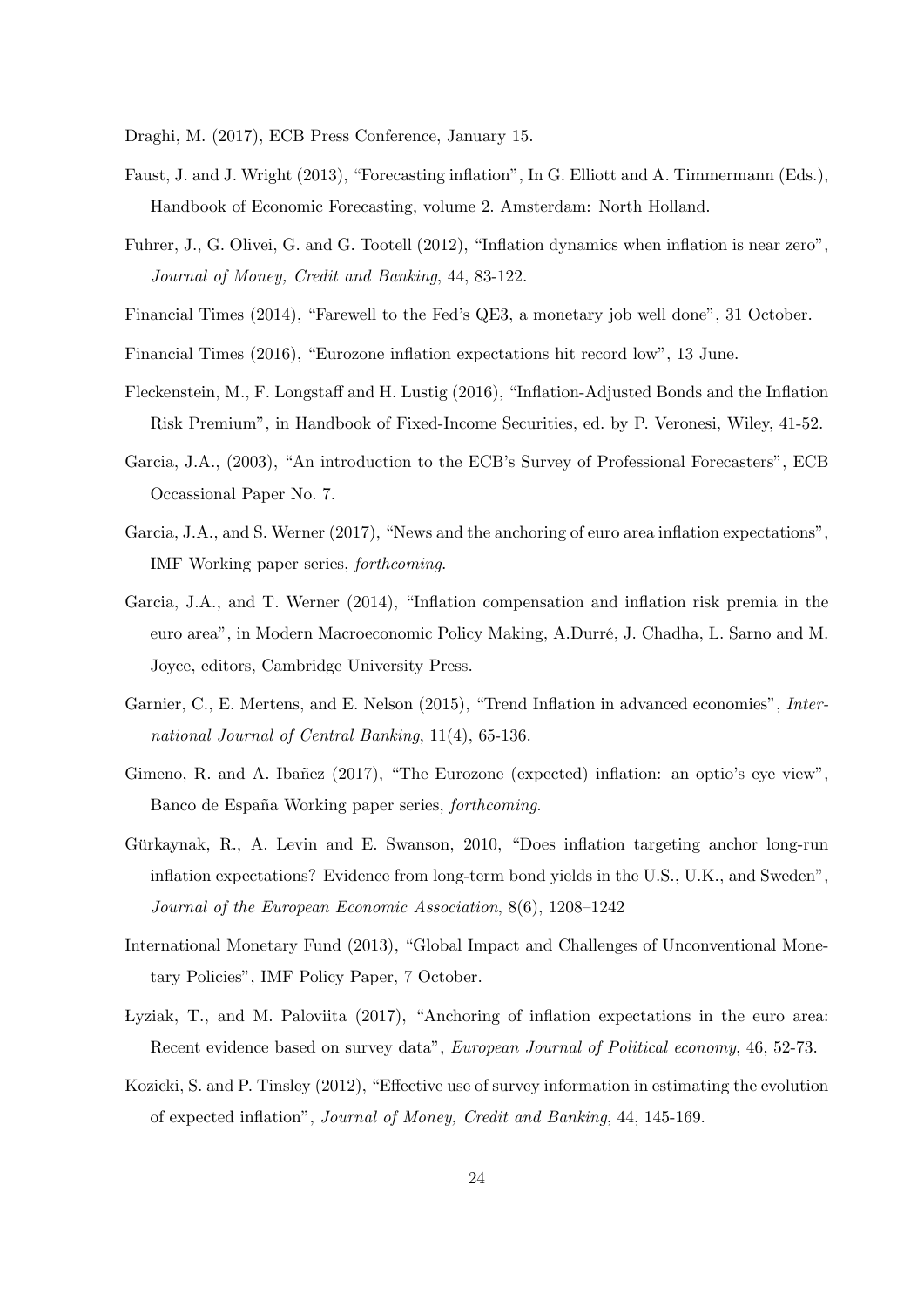Draghi, M. (2017), ECB Press Conference, January 15.

Faust, J. and J. Wright (2013), "Forecasting inflation", In G. Elliott and A. Timmermann (Eds.), Handbook of Economic Forecasting, volume 2. Amsterdam: North Holland.

Fuhrer, J., G. Olivei, G. and G. Tootell (2012), "Inflation dynamics when inflation is near zero", *Journal of Money, Credit and Banking*, 44, 83-122.

Financial Times (2014), "Farewell to the Fed's QE3, a monetary job well done", 31 October.

Financial Times (2016), "Eurozone inflation expectations hit record low", 13 June.

Fleckenstein, M., F. Longstaff and H. Lustig (2016), "Inflation-Adjusted Bonds and the Inflation Risk Premium", in Handbook of Fixed-Income Securities, ed. by P. Veronesi, Wiley, 41-52.

Garcia, J.A., (2003), "An introduction to the ECB's Survey of Professional Forecasters", ECB Occassional Paper No. 7.

Garcia, J.A., and S. Werner (2017), "News and the anchoring of euro area inflation expectations", IMF Working paper series, *forthcoming*.

Garcia, J.A., and T. Werner (2014), "Inflation compensation and inflation risk premia in the euro area", in Modern Macroeconomic Policy Making, A.Durré, J. Chadha, L. Sarno and M. Joyce, editors, Cambridge University Press.

Garnier, C., E. Mertens, and E. Nelson (2015), "Trend Inflation in advanced economies", *International Journal of Central Banking*, 11(4), 65-136.

Gimeno, R. and A. Ibañez (2017), "The Eurozone (expected) inflation: an optio's eye view", Banco de España Working paper series, *forthcoming*.

Gürkaynak, R., A. Levin and E. Swanson, 2010, "Does inflation targeting anchor long-run inflation expectations? Evidence from long-term bond yields in the U.S., U.K., and Sweden", *Journal of the European Economic Association*, 8(6), 1208–1242

International Monetary Fund (2013), "Global Impact and Challenges of Unconventional Monetary Policies", IMF Policy Paper, 7 October.

Łyziak, T., and M. Paloviita (2017), "Anchoring of inflation expectations in the euro area: Recent evidence based on survey data", *European Journal of Political economy*, 46, 52-73.

Kozicki, S. and P. Tinsley (2012), "Effective use of survey information in estimating the evolution of expected inflation", *Journal of Money, Credit and Banking*, 44, 145-169.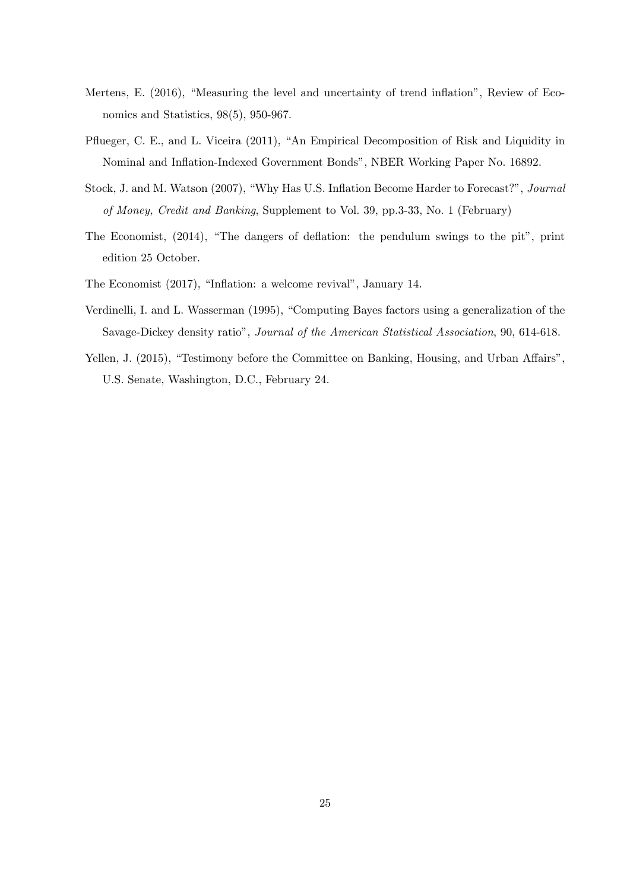Mertens, E. (2016), "Measuring the level and uncertainty of trend inflation", Review of Economics and Statistics, 98(5), 950-967.

Pflueger, C. E., and L. Viceira (2011), "An Empirical Decomposition of Risk and Liquidity in Nominal and Inflation-Indexed Government Bonds", NBER Working Paper No. 16892.

Stock, J. and M. Watson (2007), "Why Has U.S. Inflation Become Harder to Forecast?", *Journal of Money, Credit and Banking*, Supplement to Vol. 39, pp.3-33, No. 1 (February)

The Economist, (2014), "The dangers of deflation: the pendulum swings to the pit", print edition 25 October.

The Economist (2017), "Inflation: a welcome revival", January 14.

Verdinelli, I. and L. Wasserman (1995), "Computing Bayes factors using a generalization of the Savage-Dickey density ratio", *Journal of the American Statistical Association*, 90, 614-618.

Yellen, J. (2015), "Testimony before the Committee on Banking, Housing, and Urban Affairs", U.S. Senate, Washington, D.C., February 24.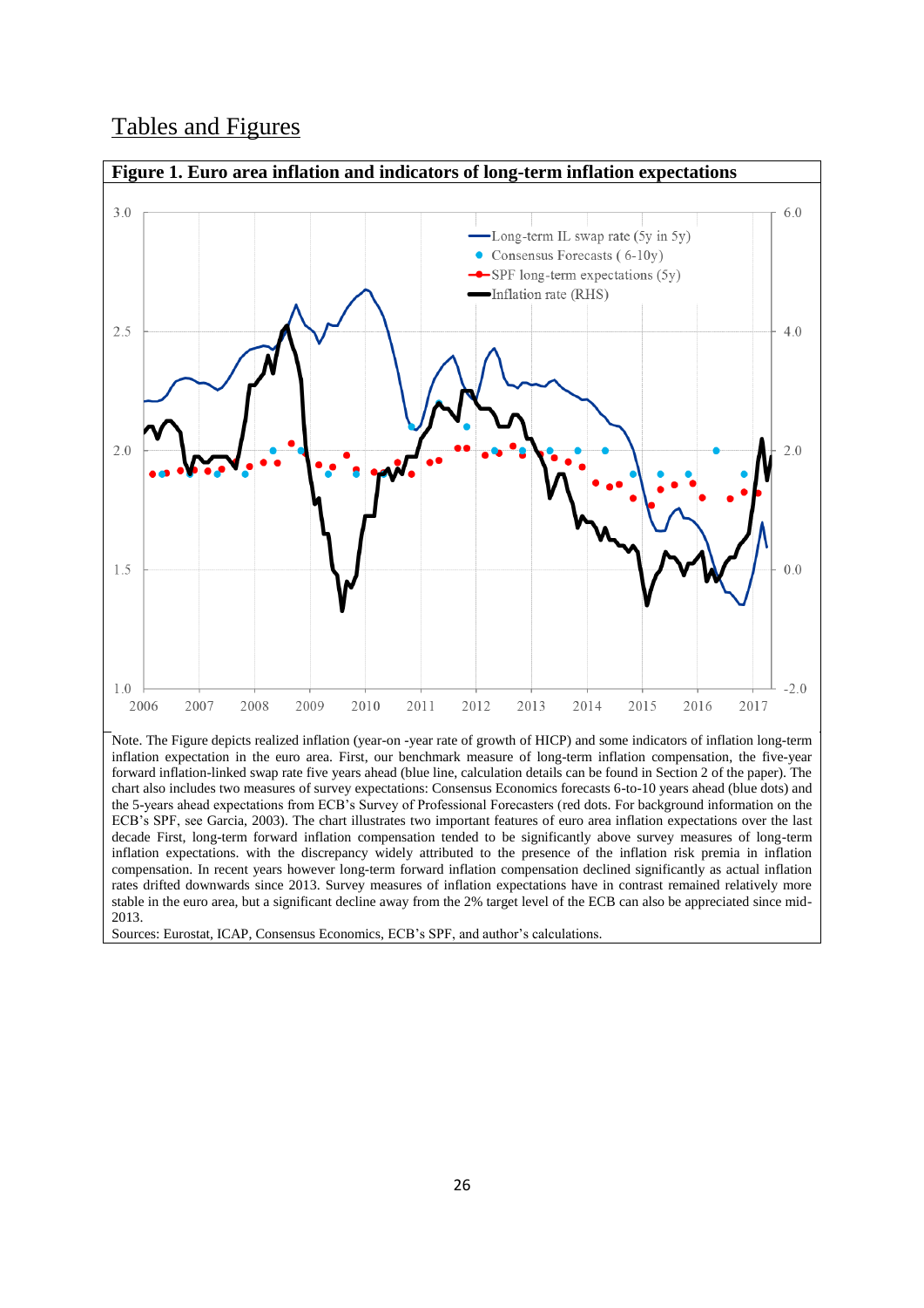## Tables and Figures

**Figure 1. Euro area inflation and indicators of long-term inflation expectations**

Note. The Figure depicts realized inflation (year-on -year rate of growth of HICP) and some indicators of inflation long-term inflation expectation in the euro area. First, our benchmark measure of long-term inflation compensation, the five-year forward inflation-linked swap rate five years ahead (blue line, calculation details can be found in Section 2 of the paper). The chart also includes two measures of survey expectations: Consensus Economics forecasts 6-to-10 years ahead (blue dots) and the 5-years ahead expectations from ECB's Survey of Professional Forecasters (red dots. For background information on the ECB's SPF, see Garcia, 2003). The chart illustrates two important features of euro area inflation expectations over the last decade First, long-term forward inflation compensation tended to be significantly above survey measures of long-term inflation expectations. with the discrepancy widely attributed to the presence of the inflation risk premia in inflation compensation. In recent years however long-term forward inflation compensation declined significantly as actual inflation rates drifted downwards since 2013. Survey measures of inflation expectations have in contrast remained relatively more stable in the euro area, but a significant decline away from the 2% target level of the ECB can also be appreciated since mid-2013.

Sources: Eurostat, ICAP, Consensus Economics, ECB's SPF, and author's calculations.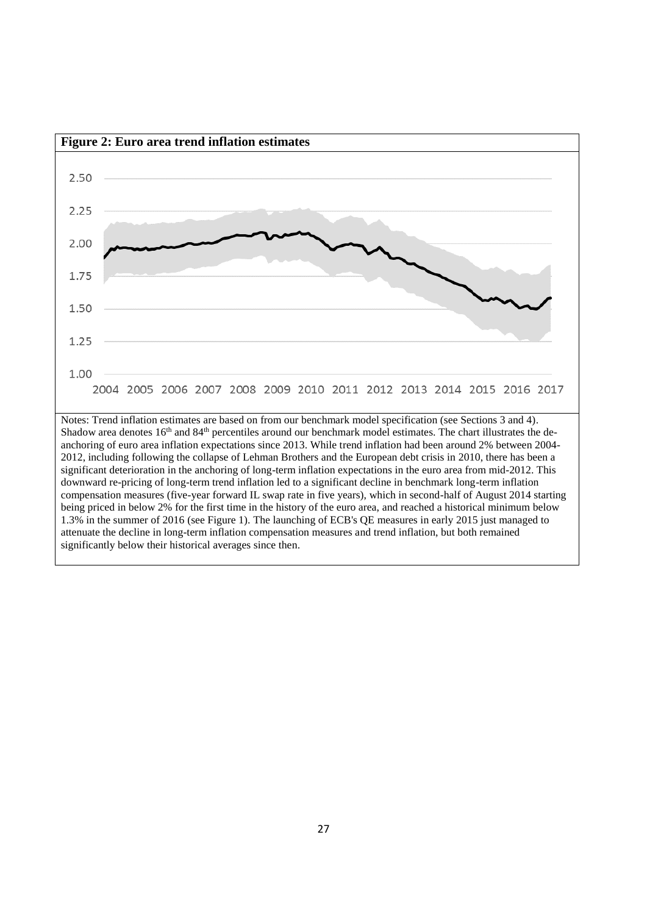**Figure 2: Euro area trend inflation estimates**

Notes: Trend inflation estimates are based on from our benchmark model specification (see Sections 3 and 4). Shadow area denotes 16th and 84th percentiles around our benchmark model estimates. The chart illustrates the de-anchoring of euro area inflation expectations since 2013. While trend inflation had been around 2% between 2004-2012, including following the collapse of Lehman Brothers and the European debt crisis in 2010, there has been a significant deterioration in the anchoring of long-term inflation expectations in the euro area from mid-2012. This downward re-pricing of long-term trend inflation led to a significant decline in benchmark long-term inflation compensation measures (five-year forward IL swap rate in five years), which in second-half of August 2014 starting being priced in below 2% for the first time in the history of the euro area, and reached a historical minimum below 1.3% in the summer of 2016 (see Figure 1). The launching of ECB's QE measures in early 2015 just managed to attenuate the decline in long-term inflation compensation measures and trend inflation, but both remained significantly below their historical averages since then.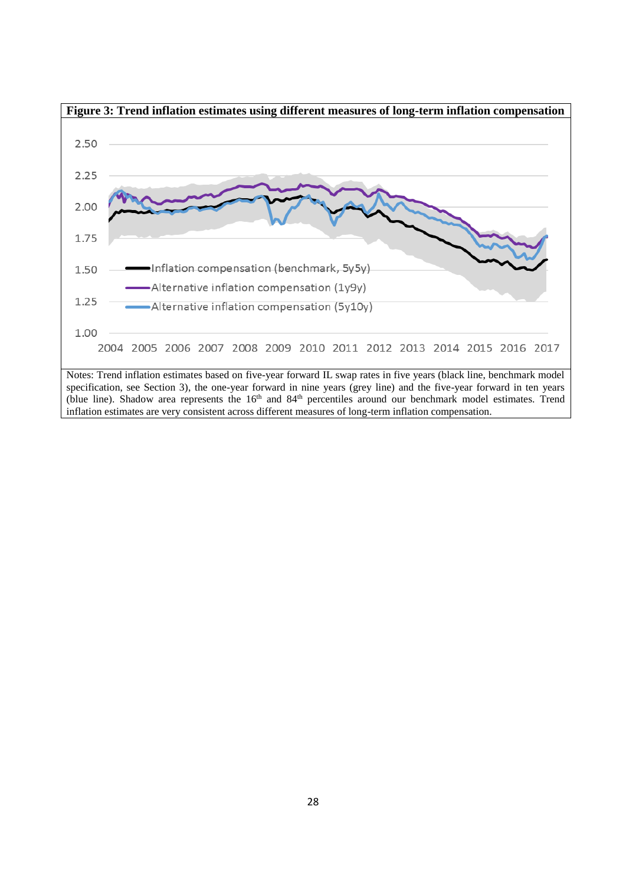**Figure 3: Trend inflation estimates using different measures of long-term inflation compensation**

Notes: Trend inflation estimates based on five-year forward IL swap rates in five years (black line, benchmark model specification, see Section 3), the one-year forward in nine years (grey line) and the five-year forward in ten years (blue line). Shadow area represents the 16th and 84th percentiles around our benchmark model estimates. Trend inflation estimates are very consistent across different measures of long-term inflation compensation.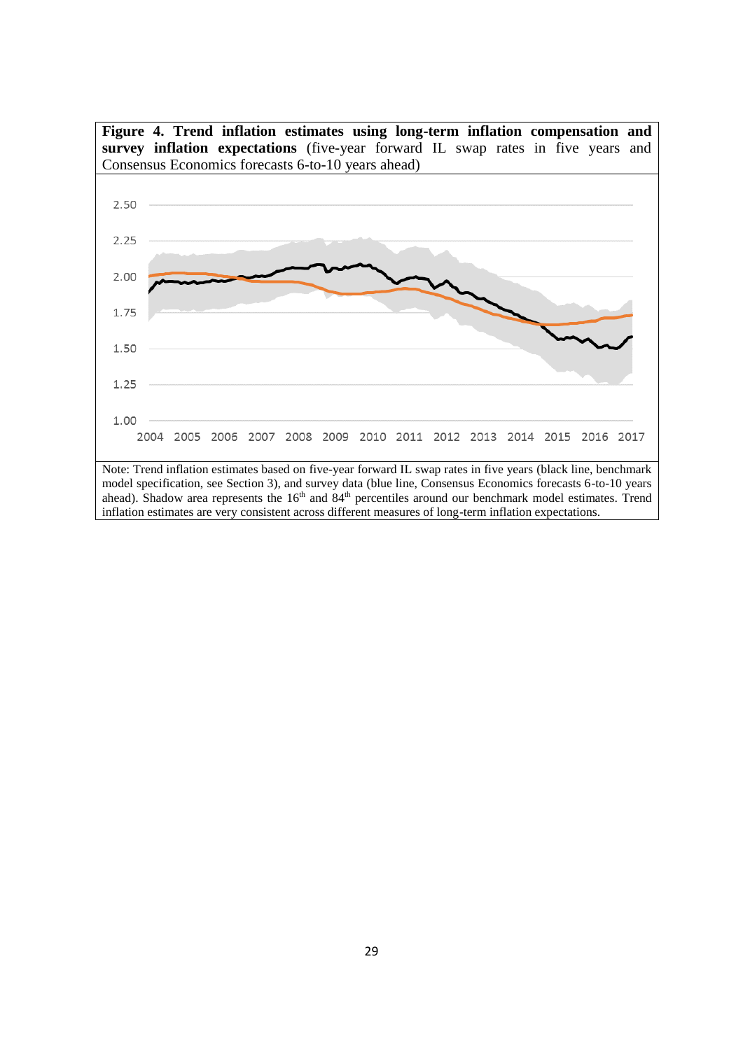**Figure 4. Trend inflation estimates using long-term inflation compensation and survey inflation expectations** (five-year forward IL swap rates in five years and Consensus Economics forecasts 6-to-10 years ahead)

Note: Trend inflation estimates based on five-year forward IL swap rates in five years (black line, benchmark model specification, see Section 3), and survey data (blue line, Consensus Economics forecasts 6-to-10 years ahead). Shadow area represents the 16th and 84th percentiles around our benchmark model estimates. Trend inflation estimates are very consistent across different measures of long-term inflation expectations.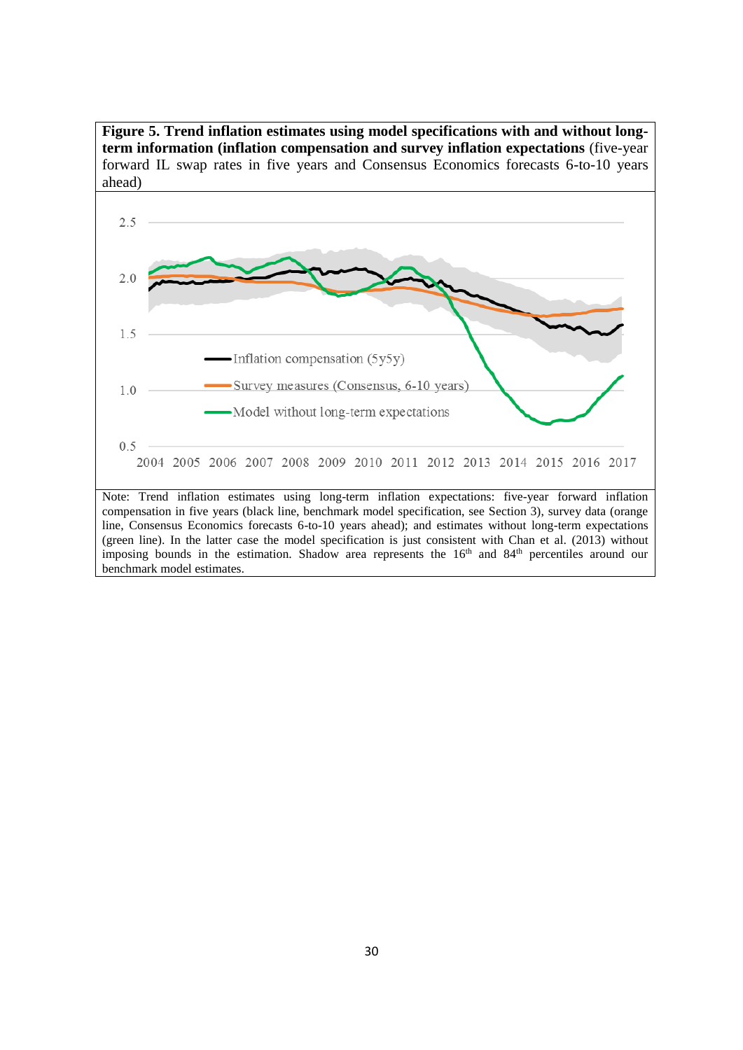**Figure 5. Trend inflation estimates using model specifications with and without long-term information (inflation compensation and survey inflation expectations** (five-year forward IL swap rates in five years and Consensus Economics forecasts 6-to-10 years ahead)

Note: Trend inflation estimates using long-term inflation expectations: five-year forward inflation compensation in five years (black line, benchmark model specification, see Section 3), survey data (orange line, Consensus Economics forecasts 6-to-10 years ahead); and estimates without long-term expectations (green line). In the latter case the model specification is just consistent with Chan et al. (2013) without imposing bounds in the estimation. Shadow area represents the 16[th] and 84[th] percentiles around our benchmark model estimates.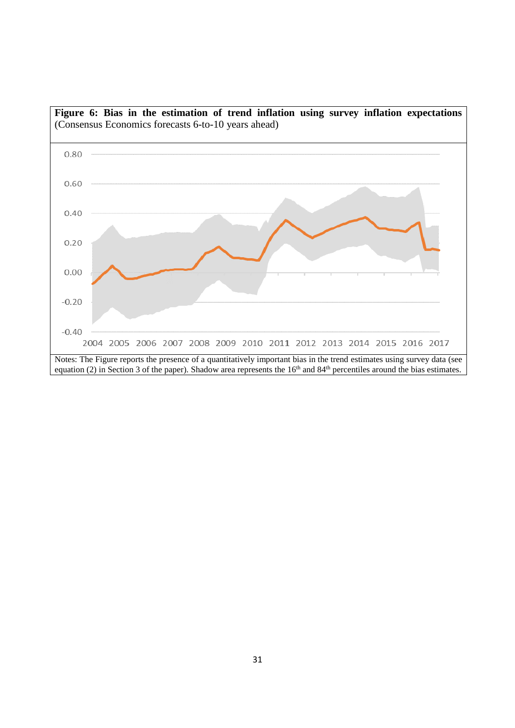**Figure 6: Bias in the estimation of trend inflation using survey inflation expectations** (Consensus Economics forecasts 6-to-10 years ahead)

Notes: The Figure reports the presence of a quantitatively important bias in the trend estimates using survey data (see equation (2) in Section 3 of the paper). Shadow area represents the 16th and 84th percentiles around the bias estimates.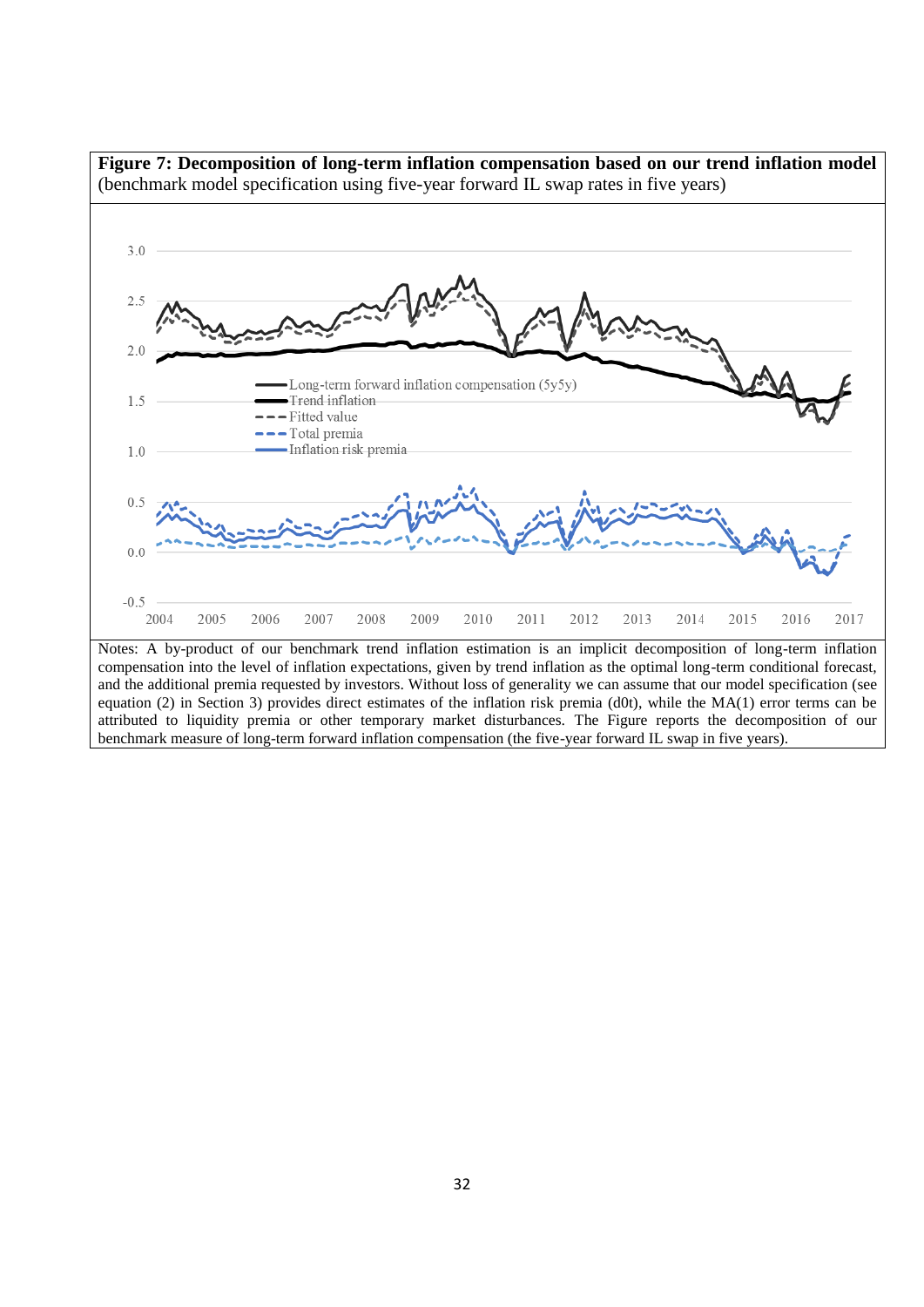**Figure 7: Decomposition of long-term inflation compensation based on our trend inflation model** (benchmark model specification using five-year forward IL swap rates in five years)

Notes: A by-product of our benchmark trend inflation estimation is an implicit decomposition of long-term inflation compensation into the level of inflation expectations, given by trend inflation as the optimal long-term conditional forecast, and the additional premia requested by investors. Without loss of generality we can assume that our model specification (see equation (2) in Section 3) provides direct estimates of the inflation risk premia (d0t), while the MA(1) error terms can be attributed to liquidity premia or other temporary market disturbances. The Figure reports the decomposition of our benchmark measure of long-term forward inflation compensation (the five-year forward IL swap in five years).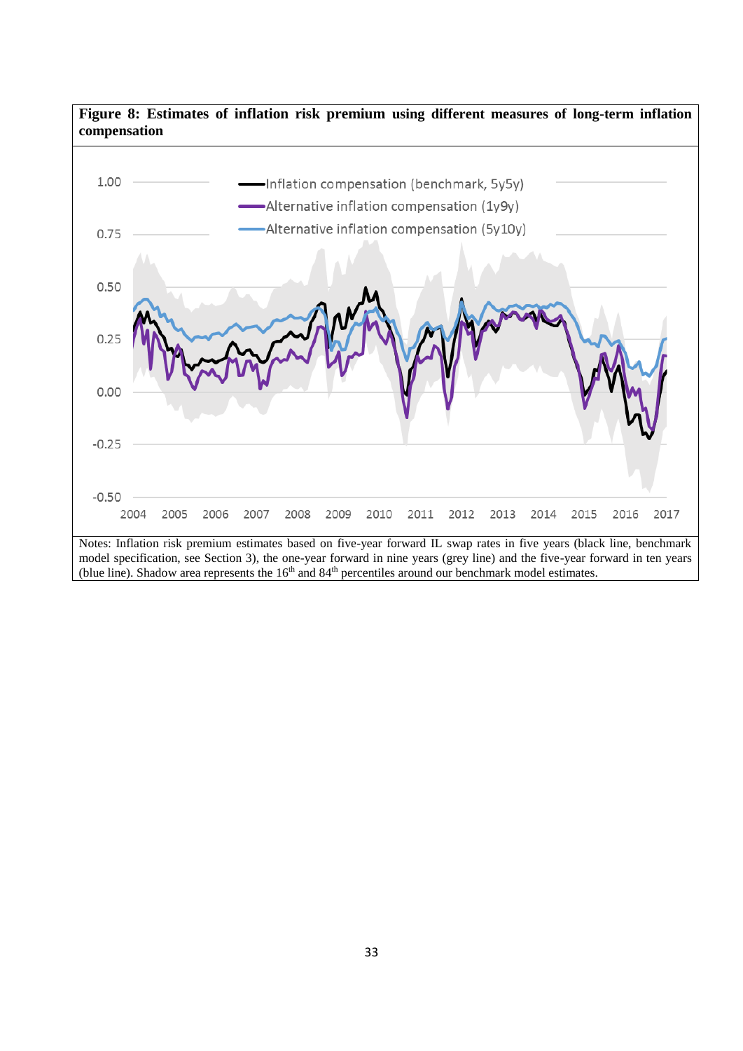**Figure 8: Estimates of inflation risk premium using different measures of long-term inflation compensation**

Notes: Inflation risk premium estimates based on five-year forward IL swap rates in five years (black line, benchmark model specification, see Section 3), the one-year forward in nine years (grey line) and the five-year forward in ten years (blue line). Shadow area represents the 16th and 84th percentiles around our benchmark model estimates.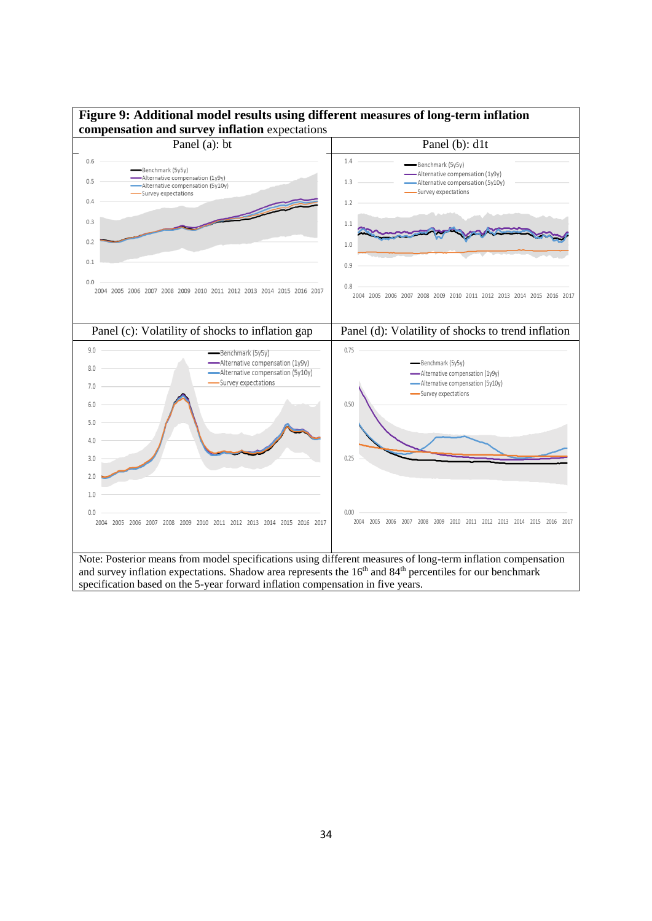**Figure 9: Additional model results using different measures of long-term inflation compensation and survey inflation** expectations

Panel (a): bt

0.6
0.5
0.4
0.3
0.2
0.1
0.0

2004 2005 2006 2007 2008 2009 2010 2011 2012 2013 2014 2015 2016 2017

Benchmark (5y5y)
Alternative compensation (1y9y)
Alternative compensation (5y10y)
Survey expectations

Panel (b): d1t

1.4
1.3
1.2
1.1
1.0
0.9
0.8

2004 2005 2006 2007 2008 2009 2010 2011 2012 2013 2014 2015 2016 2017

Benchmark (5y5y)
Alternative compensation (1y9y)
Alternative compensation (5y10y)
Survey expectations

Panel (c): Volatility of shocks to inflation gap

9.0
8.0
7.0
6.0
5.0
4.0
3.0
2.0
1.0
0.0

2004 2005 2006 2007 2008 2009 2010 2011 2012 2013 2014 2015 2016 2017

Benchmark (5y5y)
Alternative compensation (1y9y)
Alternative compensation (5y10y)
Survey expectations

Panel (d): Volatility of shocks to trend inflation

0.75
0.50
0.25
0.00

2004 2005 2006 2007 2008 2009 2010 2011 2012 2013 2014 2015 2016 2017

Benchmark (5y5y)
Alternative compensation (1y9y)
Alternative compensation (5y10y)
Survey expectations

Note: Posterior means from model specifications using different measures of long-term inflation compensation and survey inflation expectations. Shadow area represents the 16th and 84th percentiles for our benchmark specification based on the 5-year forward inflation compensation in five years.